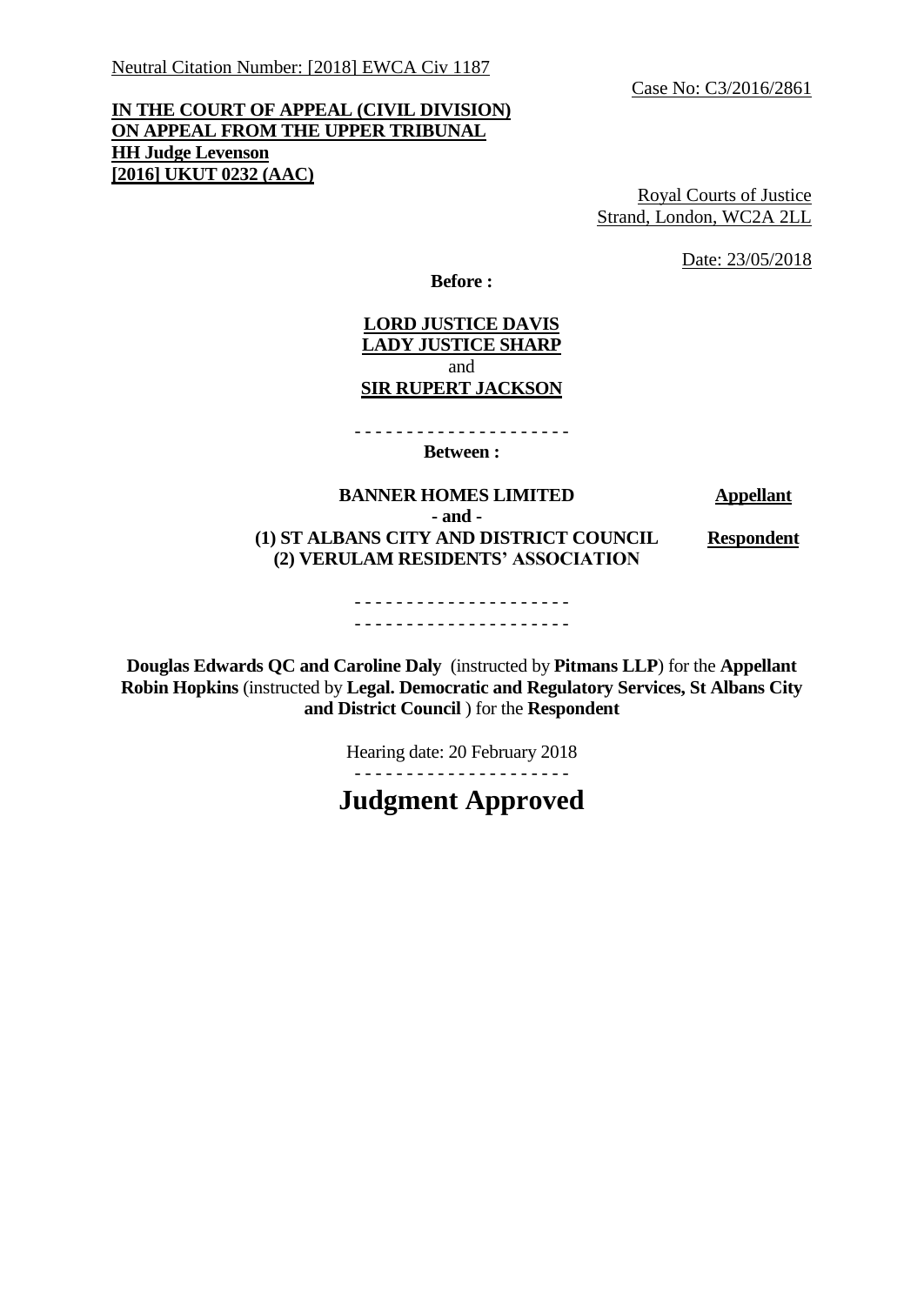Neutral Citation Number: [2018] EWCA Civ 1187

Case No: C3/2016/2861

**IN THE COURT OF APPEAL (CIVIL DIVISION)**
**ON APPEAL FROM THE UPPER TRIBUNAL**
**HH Judge Levenson**
**[2016] UKUT 0232 (AAC)**

Royal Courts of Justice
Strand, London, WC2A 2LL

Date: 23/05/2018

**Before :**

**LORD JUSTICE DAVIS**
**LADY JUSTICE SHARP**
and
**SIR RUPERT JACKSON**

- - - - - - - - - - - - - - - - - - - - -

**Between :**

| | |
|---|---|
| **BANNER HOMES LIMITED** | **Appellant** |
| **- and -** | |
| **(1) ST ALBANS CITY AND DISTRICT COUNCIL** **(2) VERULAM RESIDENTS' ASSOCIATION** | **Respondent** |

- - - - - - - - - - - - - - - - - - - - -
- - - - - - - - - - - - - - - - - - - - -

**Douglas Edwards QC and Caroline Daly** (instructed by **Pitmans LLP**) for the **Appellant**
**Robin Hopkins** (instructed by **Legal. Democratic and Regulatory Services, St Albans City and District Council** ) for the **Respondent**

Hearing date: 20 February 2018

- - - - - - - - - - - - - - - - - - - - -

# Judgment Approved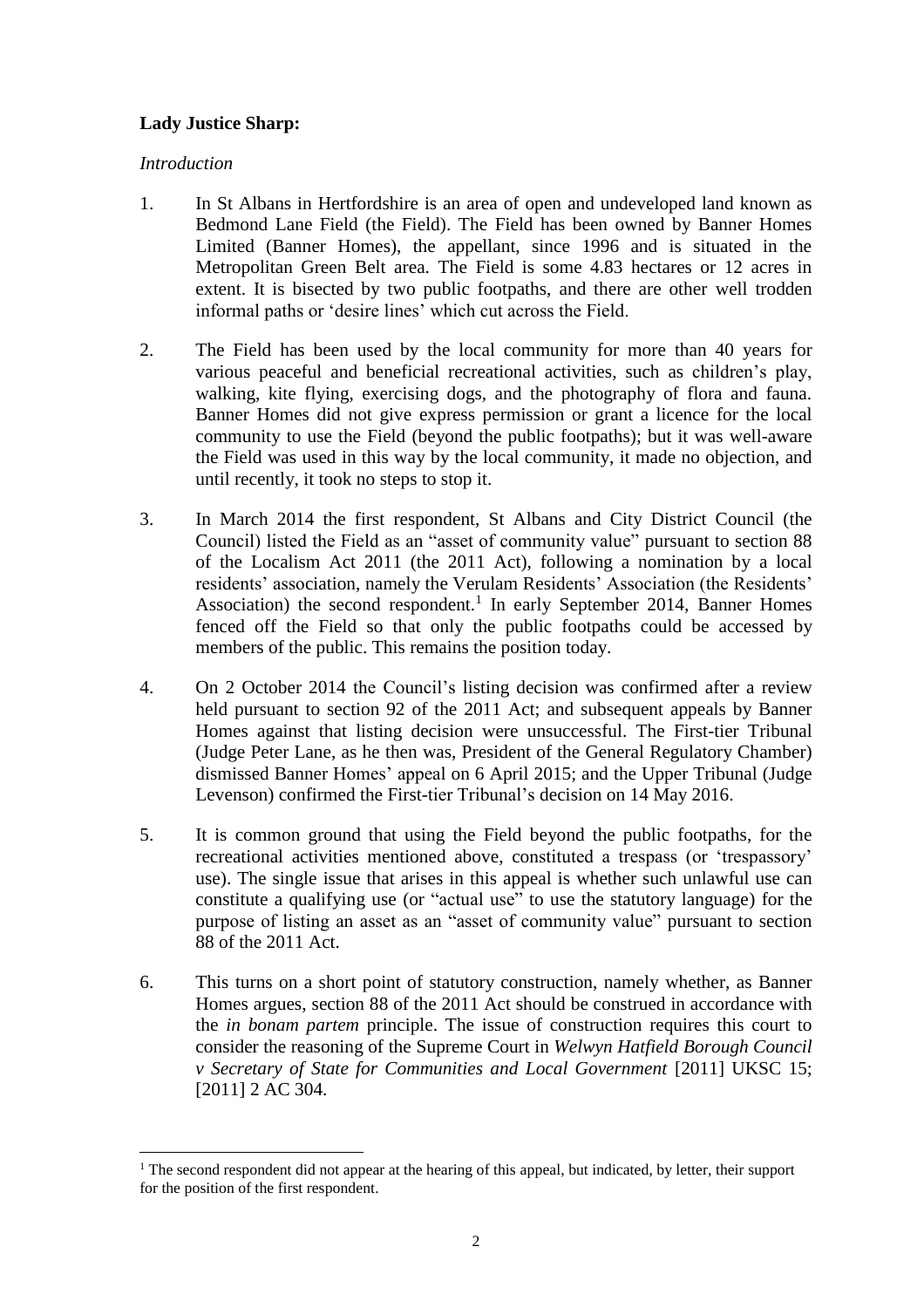**Lady Justice Sharp:**

*Introduction*

1. In St Albans in Hertfordshire is an area of open and undeveloped land known as Bedmond Lane Field (the Field). The Field has been owned by Banner Homes Limited (Banner Homes), the appellant, since 1996 and is situated in the Metropolitan Green Belt area. The Field is some 4.83 hectares or 12 acres in extent. It is bisected by two public footpaths, and there are other well trodden informal paths or 'desire lines' which cut across the Field.

2. The Field has been used by the local community for more than 40 years for various peaceful and beneficial recreational activities, such as children's play, walking, kite flying, exercising dogs, and the photography of flora and fauna. Banner Homes did not give express permission or grant a licence for the local community to use the Field (beyond the public footpaths); but it was well-aware the Field was used in this way by the local community, it made no objection, and until recently, it took no steps to stop it.

3. In March 2014 the first respondent, St Albans and City District Council (the Council) listed the Field as an "asset of community value" pursuant to section 88 of the Localism Act 2011 (the 2011 Act), following a nomination by a local residents' association, namely the Verulam Residents' Association (the Residents' Association) the second respondent.[1] In early September 2014, Banner Homes fenced off the Field so that only the public footpaths could be accessed by members of the public. This remains the position today.

4. On 2 October 2014 the Council's listing decision was confirmed after a review held pursuant to section 92 of the 2011 Act; and subsequent appeals by Banner Homes against that listing decision were unsuccessful. The First-tier Tribunal (Judge Peter Lane, as he then was, President of the General Regulatory Chamber) dismissed Banner Homes' appeal on 6 April 2015; and the Upper Tribunal (Judge Levenson) confirmed the First-tier Tribunal's decision on 14 May 2016.

5. It is common ground that using the Field beyond the public footpaths, for the recreational activities mentioned above, constituted a trespass (or 'trespassory' use). The single issue that arises in this appeal is whether such unlawful use can constitute a qualifying use (or "actual use" to use the statutory language) for the purpose of listing an asset as an "asset of community value" pursuant to section 88 of the 2011 Act.

6. This turns on a short point of statutory construction, namely whether, as Banner Homes argues, section 88 of the 2011 Act should be construed in accordance with the *in bonam partem* principle. The issue of construction requires this court to consider the reasoning of the Supreme Court in *Welwyn Hatfield Borough Council v Secretary of State for Communities and Local Government* [2011] UKSC 15; [2011] 2 AC 304.

---

[1] The second respondent did not appear at the hearing of this appeal, but indicated, by letter, their support for the position of the first respondent.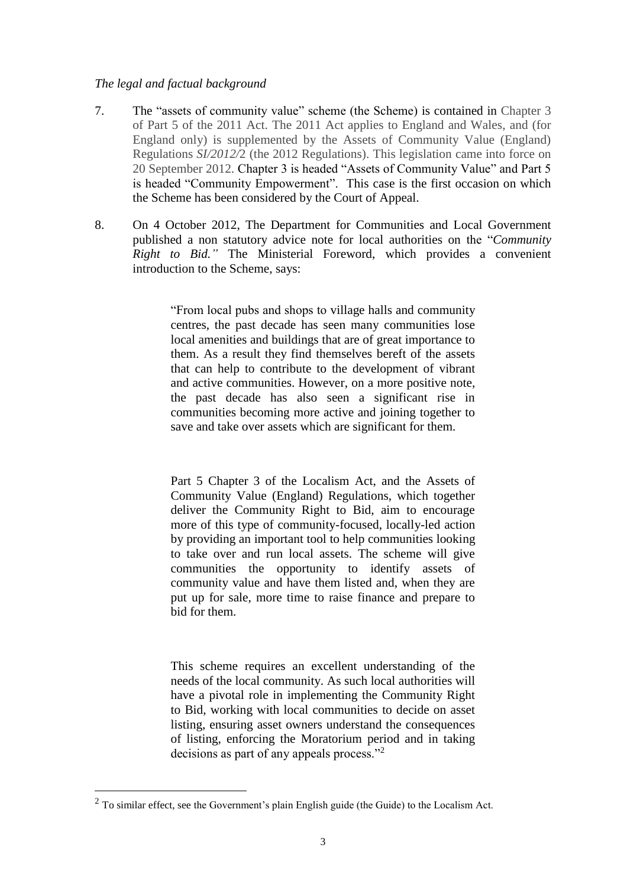*The legal and factual background*

7. The "assets of community value" scheme (the Scheme) is contained in Chapter 3 of Part 5 of the 2011 Act. The 2011 Act applies to England and Wales, and (for England only) is supplemented by the Assets of Community Value (England) Regulations *SI/2012/*2 (the 2012 Regulations). This legislation came into force on 20 September 2012. Chapter 3 is headed "Assets of Community Value" and Part 5 is headed "Community Empowerment". This case is the first occasion on which the Scheme has been considered by the Court of Appeal.

8. On 4 October 2012, The Department for Communities and Local Government published a non statutory advice note for local authorities on the "*Community Right to Bid.*" The Ministerial Foreword, which provides a convenient introduction to the Scheme, says:

> "From local pubs and shops to village halls and community centres, the past decade has seen many communities lose local amenities and buildings that are of great importance to them. As a result they find themselves bereft of the assets that can help to contribute to the development of vibrant and active communities. However, on a more positive note, the past decade has also seen a significant rise in communities becoming more active and joining together to save and take over assets which are significant for them.
>
> Part 5 Chapter 3 of the Localism Act, and the Assets of Community Value (England) Regulations, which together deliver the Community Right to Bid, aim to encourage more of this type of community-focused, locally-led action by providing an important tool to help communities looking to take over and run local assets. The scheme will give communities the opportunity to identify assets of community value and have them listed and, when they are put up for sale, more time to raise finance and prepare to bid for them.
>
> This scheme requires an excellent understanding of the needs of the local community. As such local authorities will have a pivotal role in implementing the Community Right to Bid, working with local communities to decide on asset listing, ensuring asset owners understand the consequences of listing, enforcing the Moratorium period and in taking decisions as part of any appeals process."[2]

---

[2] To similar effect, see the Government's plain English guide (the Guide) to the Localism Act.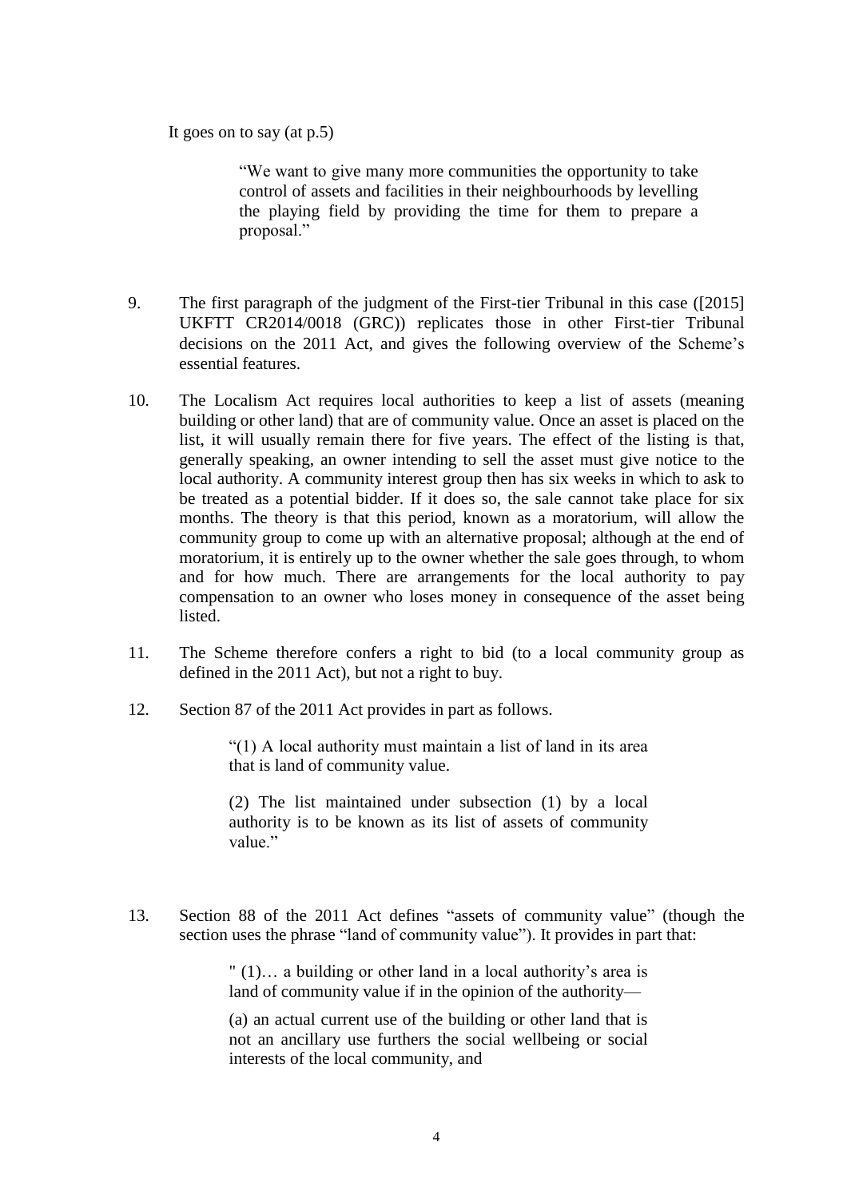It goes on to say (at p.5)

> "We want to give many more communities the opportunity to take control of assets and facilities in their neighbourhoods by levelling the playing field by providing the time for them to prepare a proposal."

9. The first paragraph of the judgment of the First-tier Tribunal in this case ([2015] UKFTT CR2014/0018 (GRC)) replicates those in other First-tier Tribunal decisions on the 2011 Act, and gives the following overview of the Scheme's essential features.

10. The Localism Act requires local authorities to keep a list of assets (meaning building or other land) that are of community value. Once an asset is placed on the list, it will usually remain there for five years. The effect of the listing is that, generally speaking, an owner intending to sell the asset must give notice to the local authority. A community interest group then has six weeks in which to ask to be treated as a potential bidder. If it does so, the sale cannot take place for six months. The theory is that this period, known as a moratorium, will allow the community group to come up with an alternative proposal; although at the end of moratorium, it is entirely up to the owner whether the sale goes through, to whom and for how much. There are arrangements for the local authority to pay compensation to an owner who loses money in consequence of the asset being listed.

11. The Scheme therefore confers a right to bid (to a local community group as defined in the 2011 Act), but not a right to buy.

12. Section 87 of the 2011 Act provides in part as follows.

> "(1) A local authority must maintain a list of land in its area that is land of community value.
>
> (2) The list maintained under subsection (1) by a local authority is to be known as its list of assets of community value."

13. Section 88 of the 2011 Act defines "assets of community value" (though the section uses the phrase "land of community value"). It provides in part that:

> " (1)… a building or other land in a local authority's area is land of community value if in the opinion of the authority—
>
> (a) an actual current use of the building or other land that is not an ancillary use furthers the social wellbeing or social interests of the local community, and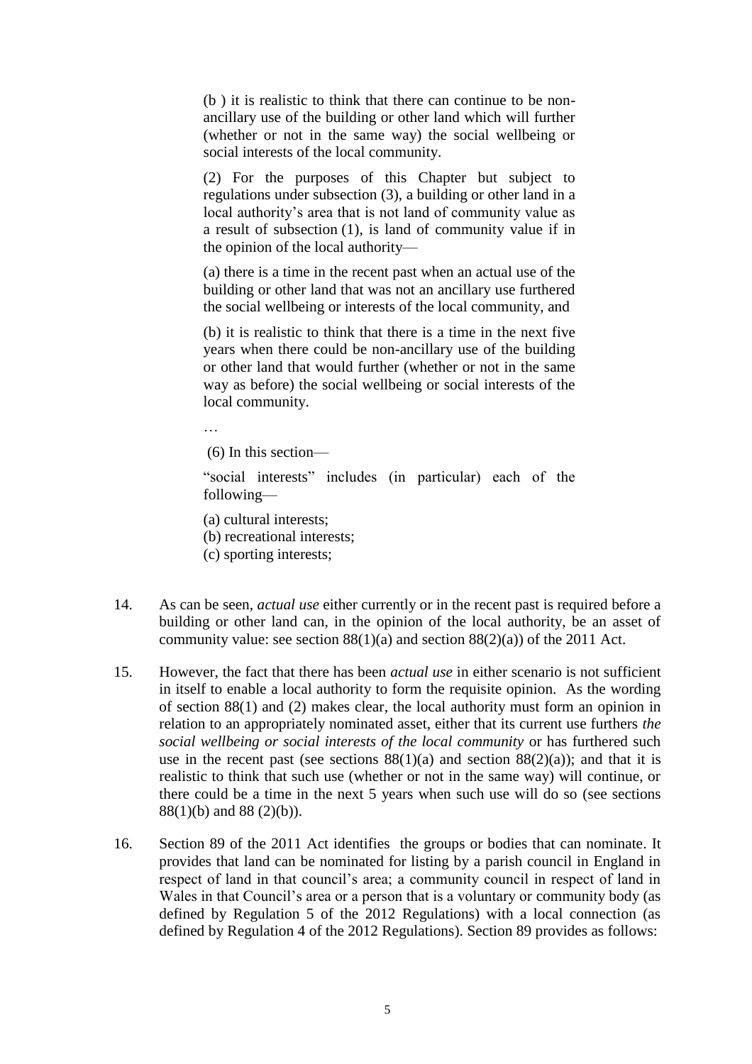> (b ) it is realistic to think that there can continue to be non-ancillary use of the building or other land which will further (whether or not in the same way) the social wellbeing or social interests of the local community.
>
> (2) For the purposes of this Chapter but subject to regulations under subsection (3), a building or other land in a local authority's area that is not land of community value as a result of subsection (1), is land of community value if in the opinion of the local authority—
>
> (a) there is a time in the recent past when an actual use of the building or other land that was not an ancillary use furthered the social wellbeing or interests of the local community, and
>
> (b) it is realistic to think that there is a time in the next five years when there could be non-ancillary use of the building or other land that would further (whether or not in the same way as before) the social wellbeing or social interests of the local community.
>
> …
>
> (6) In this section—
>
> "social interests" includes (in particular) each of the following—
>
> (a) cultural interests;
> (b) recreational interests;
> (c) sporting interests;

14. As can be seen, *actual use* either currently or in the recent past is required before a building or other land can, in the opinion of the local authority, be an asset of community value: see section 88(1)(a) and section 88(2)(a)) of the 2011 Act.

15. However, the fact that there has been *actual use* in either scenario is not sufficient in itself to enable a local authority to form the requisite opinion. As the wording of section 88(1) and (2) makes clear, the local authority must form an opinion in relation to an appropriately nominated asset, either that its current use furthers *the social wellbeing or social interests of the local community* or has furthered such use in the recent past (see sections 88(1)(a) and section 88(2)(a)); and that it is realistic to think that such use (whether or not in the same way) will continue, or there could be a time in the next 5 years when such use will do so (see sections 88(1)(b) and 88 (2)(b)).

16. Section 89 of the 2011 Act identifies the groups or bodies that can nominate. It provides that land can be nominated for listing by a parish council in England in respect of land in that council's area; a community council in respect of land in Wales in that Council's area or a person that is a voluntary or community body (as defined by Regulation 5 of the 2012 Regulations) with a local connection (as defined by Regulation 4 of the 2012 Regulations). Section 89 provides as follows: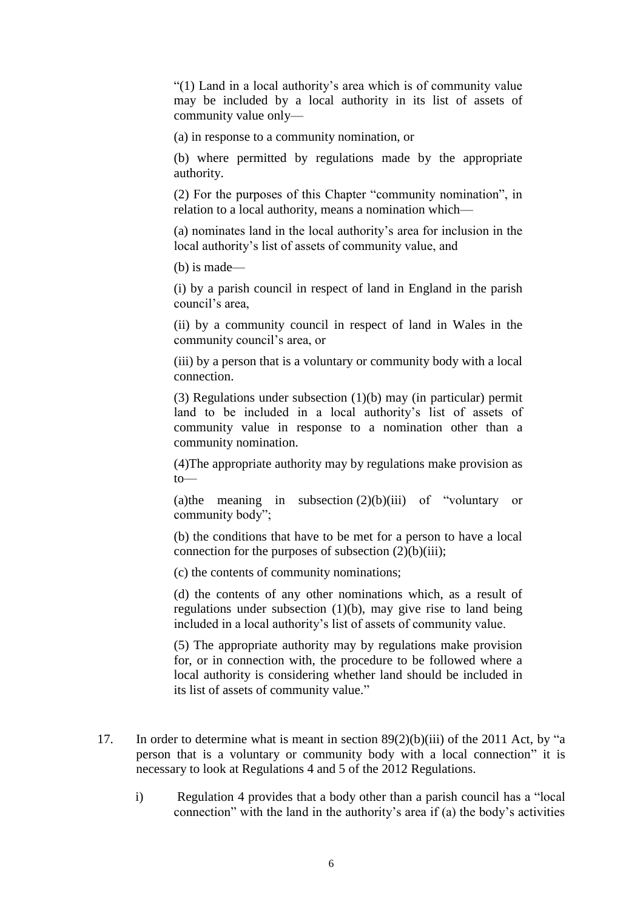> "(1) Land in a local authority's area which is of community value may be included by a local authority in its list of assets of community value only—
>
> (a) in response to a community nomination, or
>
> (b) where permitted by regulations made by the appropriate authority.
>
> (2) For the purposes of this Chapter "community nomination", in relation to a local authority, means a nomination which—
>
> (a) nominates land in the local authority's area for inclusion in the local authority's list of assets of community value, and
>
> (b) is made—
>
> (i) by a parish council in respect of land in England in the parish council's area,
>
> (ii) by a community council in respect of land in Wales in the community council's area, or
>
> (iii) by a person that is a voluntary or community body with a local connection.
>
> (3) Regulations under subsection (1)(b) may (in particular) permit land to be included in a local authority's list of assets of community value in response to a nomination other than a community nomination.
>
> (4)The appropriate authority may by regulations make provision as to—
>
> (a)the meaning in subsection (2)(b)(iii) of "voluntary or community body";
>
> (b) the conditions that have to be met for a person to have a local connection for the purposes of subsection (2)(b)(iii);
>
> (c) the contents of community nominations;
>
> (d) the contents of any other nominations which, as a result of regulations under subsection (1)(b), may give rise to land being included in a local authority's list of assets of community value.
>
> (5) The appropriate authority may by regulations make provision for, or in connection with, the procedure to be followed where a local authority is considering whether land should be included in its list of assets of community value."

17. In order to determine what is meant in section 89(2)(b)(iii) of the 2011 Act, by "a person that is a voluntary or community body with a local connection" it is necessary to look at Regulations 4 and 5 of the 2012 Regulations.

    i) Regulation 4 provides that a body other than a parish council has a "local connection" with the land in the authority's area if (a) the body's activities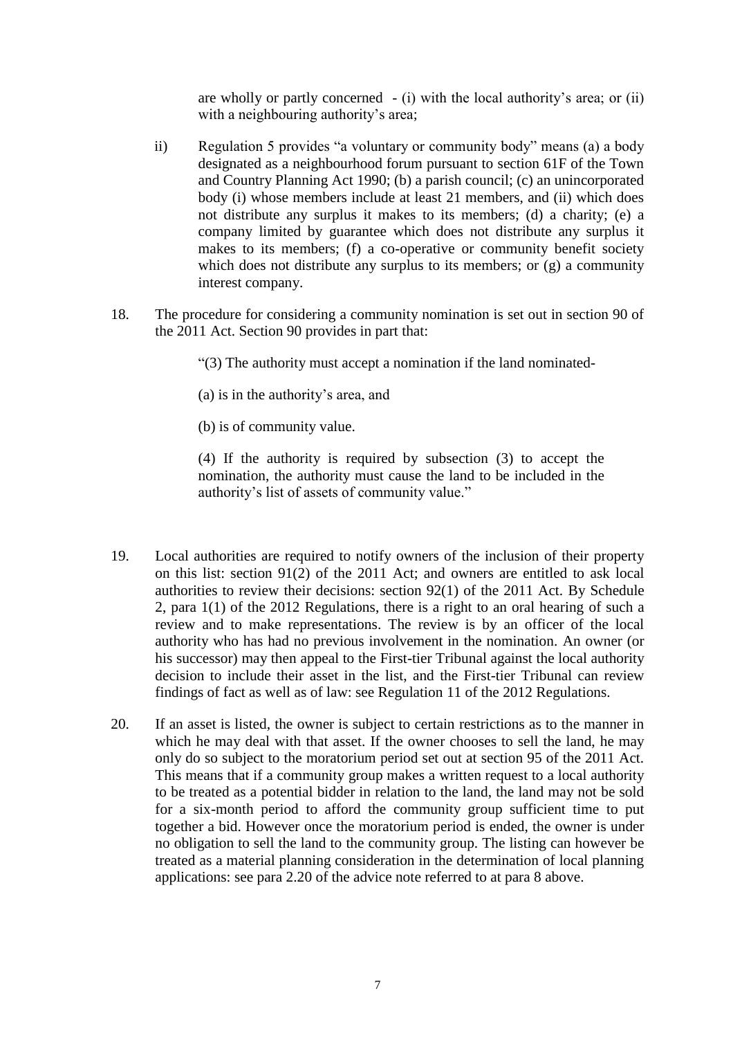are wholly or partly concerned - (i) with the local authority's area; or (ii) with a neighbouring authority's area;

ii) Regulation 5 provides "a voluntary or community body" means (a) a body designated as a neighbourhood forum pursuant to section 61F of the Town and Country Planning Act 1990; (b) a parish council; (c) an unincorporated body (i) whose members include at least 21 members, and (ii) which does not distribute any surplus it makes to its members; (d) a charity; (e) a company limited by guarantee which does not distribute any surplus it makes to its members; (f) a co-operative or community benefit society which does not distribute any surplus to its members; or (g) a community interest company.

18. The procedure for considering a community nomination is set out in section 90 of the 2011 Act. Section 90 provides in part that:

> "(3) The authority must accept a nomination if the land nominated-
>
> (a) is in the authority's area, and
>
> (b) is of community value.
>
> (4) If the authority is required by subsection (3) to accept the nomination, the authority must cause the land to be included in the authority's list of assets of community value."

19. Local authorities are required to notify owners of the inclusion of their property on this list: section 91(2) of the 2011 Act; and owners are entitled to ask local authorities to review their decisions: section 92(1) of the 2011 Act. By Schedule 2, para 1(1) of the 2012 Regulations, there is a right to an oral hearing of such a review and to make representations. The review is by an officer of the local authority who has had no previous involvement in the nomination. An owner (or his successor) may then appeal to the First-tier Tribunal against the local authority decision to include their asset in the list, and the First-tier Tribunal can review findings of fact as well as of law: see Regulation 11 of the 2012 Regulations.

20. If an asset is listed, the owner is subject to certain restrictions as to the manner in which he may deal with that asset. If the owner chooses to sell the land, he may only do so subject to the moratorium period set out at section 95 of the 2011 Act. This means that if a community group makes a written request to a local authority to be treated as a potential bidder in relation to the land, the land may not be sold for a six-month period to afford the community group sufficient time to put together a bid. However once the moratorium period is ended, the owner is under no obligation to sell the land to the community group. The listing can however be treated as a material planning consideration in the determination of local planning applications: see para 2.20 of the advice note referred to at para 8 above.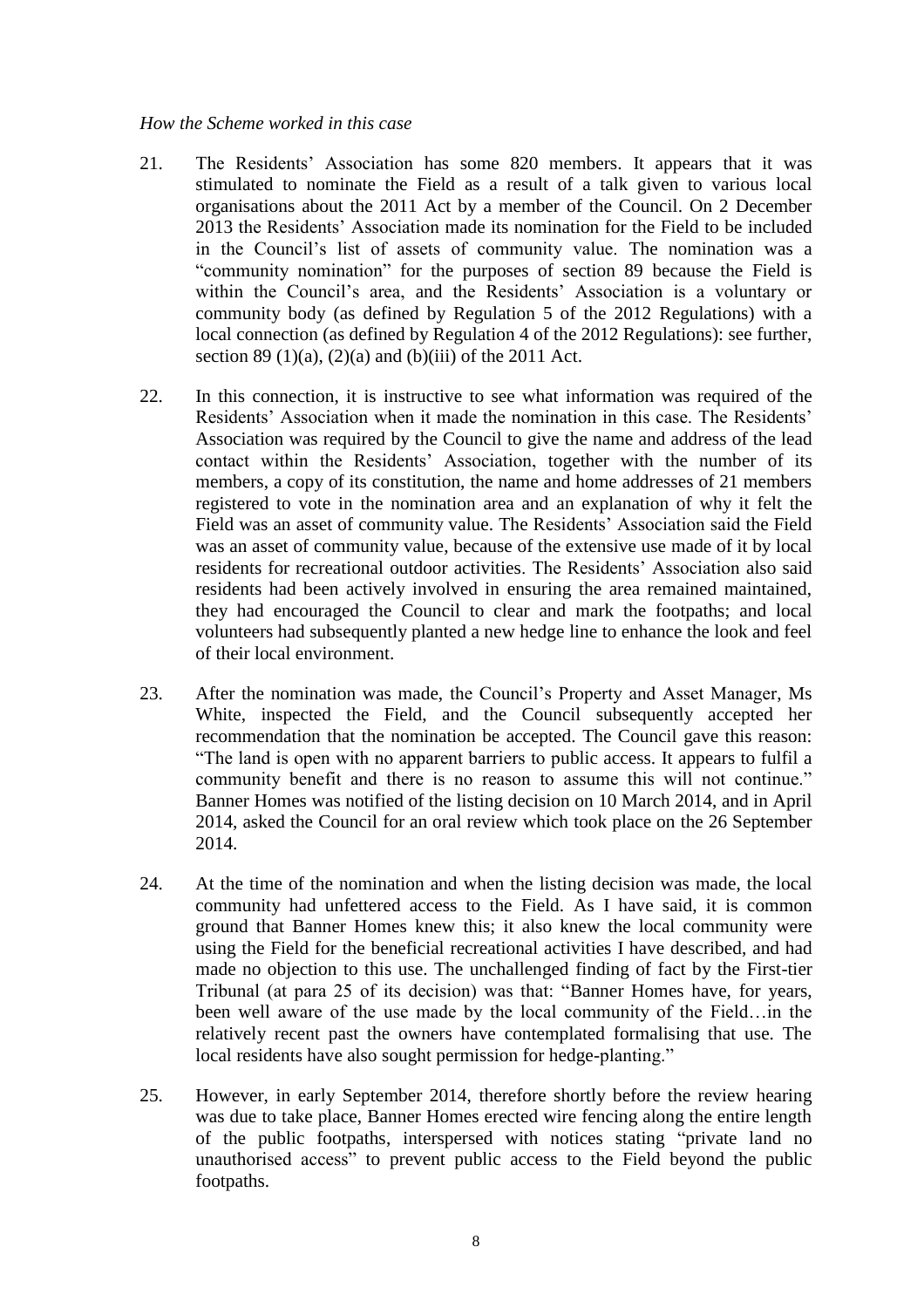*How the Scheme worked in this case*

21. The Residents' Association has some 820 members. It appears that it was stimulated to nominate the Field as a result of a talk given to various local organisations about the 2011 Act by a member of the Council. On 2 December 2013 the Residents' Association made its nomination for the Field to be included in the Council's list of assets of community value. The nomination was a "community nomination" for the purposes of section 89 because the Field is within the Council's area, and the Residents' Association is a voluntary or community body (as defined by Regulation 5 of the 2012 Regulations) with a local connection (as defined by Regulation 4 of the 2012 Regulations): see further, section 89 (1)(a), (2)(a) and (b)(iii) of the 2011 Act.

22. In this connection, it is instructive to see what information was required of the Residents' Association when it made the nomination in this case. The Residents' Association was required by the Council to give the name and address of the lead contact within the Residents' Association, together with the number of its members, a copy of its constitution, the name and home addresses of 21 members registered to vote in the nomination area and an explanation of why it felt the Field was an asset of community value. The Residents' Association said the Field was an asset of community value, because of the extensive use made of it by local residents for recreational outdoor activities. The Residents' Association also said residents had been actively involved in ensuring the area remained maintained, they had encouraged the Council to clear and mark the footpaths; and local volunteers had subsequently planted a new hedge line to enhance the look and feel of their local environment.

23. After the nomination was made, the Council's Property and Asset Manager, Ms White, inspected the Field, and the Council subsequently accepted her recommendation that the nomination be accepted. The Council gave this reason: "The land is open with no apparent barriers to public access. It appears to fulfil a community benefit and there is no reason to assume this will not continue." Banner Homes was notified of the listing decision on 10 March 2014, and in April 2014, asked the Council for an oral review which took place on the 26 September 2014.

24. At the time of the nomination and when the listing decision was made, the local community had unfettered access to the Field. As I have said, it is common ground that Banner Homes knew this; it also knew the local community were using the Field for the beneficial recreational activities I have described, and had made no objection to this use. The unchallenged finding of fact by the First-tier Tribunal (at para 25 of its decision) was that: "Banner Homes have, for years, been well aware of the use made by the local community of the Field…in the relatively recent past the owners have contemplated formalising that use. The local residents have also sought permission for hedge-planting."

25. However, in early September 2014, therefore shortly before the review hearing was due to take place, Banner Homes erected wire fencing along the entire length of the public footpaths, interspersed with notices stating "private land no unauthorised access" to prevent public access to the Field beyond the public footpaths.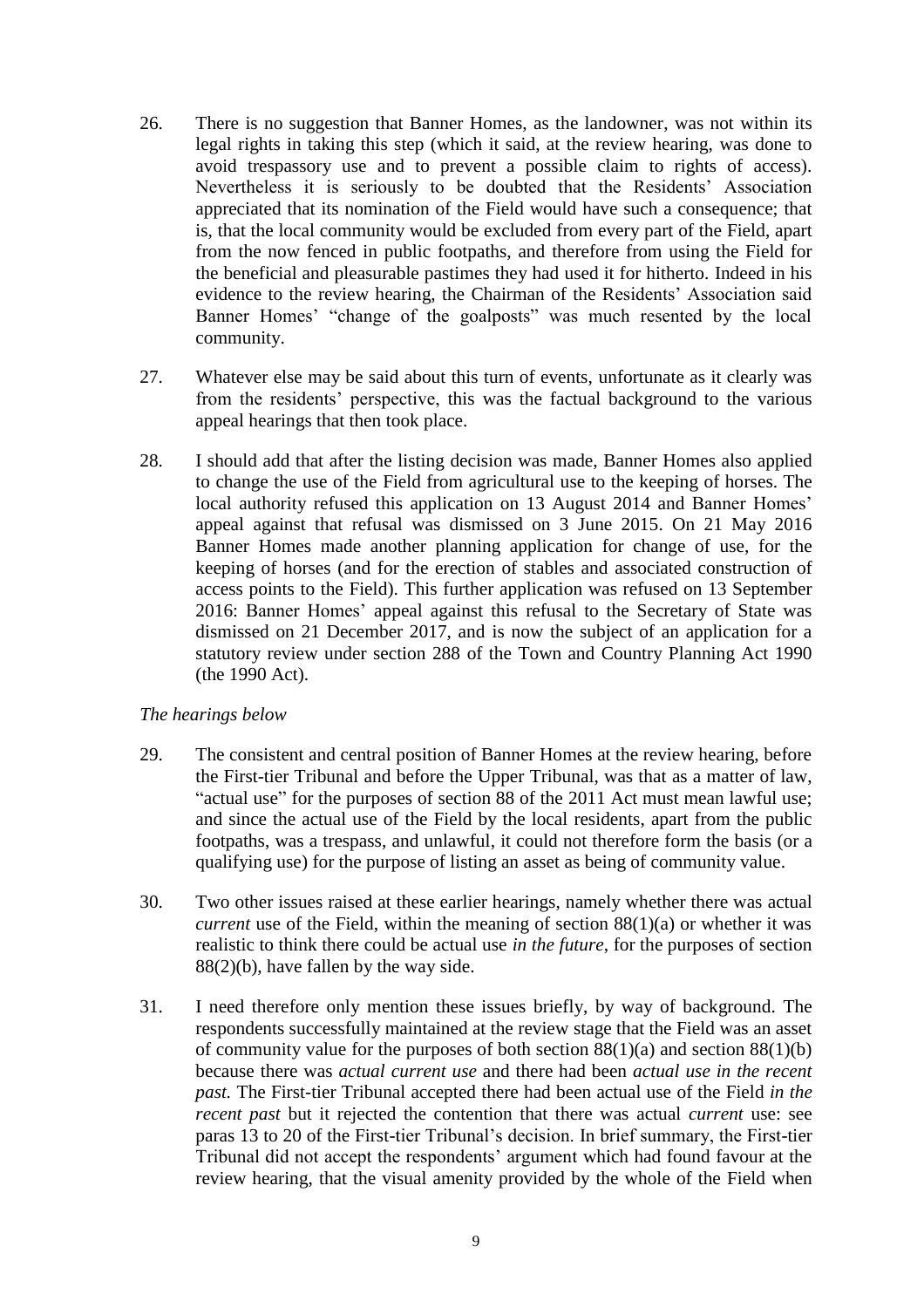26. There is no suggestion that Banner Homes, as the landowner, was not within its legal rights in taking this step (which it said, at the review hearing, was done to avoid trespassory use and to prevent a possible claim to rights of access). Nevertheless it is seriously to be doubted that the Residents' Association appreciated that its nomination of the Field would have such a consequence; that is, that the local community would be excluded from every part of the Field, apart from the now fenced in public footpaths, and therefore from using the Field for the beneficial and pleasurable pastimes they had used it for hitherto. Indeed in his evidence to the review hearing, the Chairman of the Residents' Association said Banner Homes' "change of the goalposts" was much resented by the local community.

27. Whatever else may be said about this turn of events, unfortunate as it clearly was from the residents' perspective, this was the factual background to the various appeal hearings that then took place.

28. I should add that after the listing decision was made, Banner Homes also applied to change the use of the Field from agricultural use to the keeping of horses. The local authority refused this application on 13 August 2014 and Banner Homes' appeal against that refusal was dismissed on 3 June 2015. On 21 May 2016 Banner Homes made another planning application for change of use, for the keeping of horses (and for the erection of stables and associated construction of access points to the Field). This further application was refused on 13 September 2016: Banner Homes' appeal against this refusal to the Secretary of State was dismissed on 21 December 2017, and is now the subject of an application for a statutory review under section 288 of the Town and Country Planning Act 1990 (the 1990 Act).

*The hearings below*

29. The consistent and central position of Banner Homes at the review hearing, before the First-tier Tribunal and before the Upper Tribunal, was that as a matter of law, "actual use" for the purposes of section 88 of the 2011 Act must mean lawful use; and since the actual use of the Field by the local residents, apart from the public footpaths, was a trespass, and unlawful, it could not therefore form the basis (or a qualifying use) for the purpose of listing an asset as being of community value.

30. Two other issues raised at these earlier hearings, namely whether there was actual *current* use of the Field, within the meaning of section 88(1)(a) or whether it was realistic to think there could be actual use *in the future*, for the purposes of section 88(2)(b), have fallen by the way side.

31. I need therefore only mention these issues briefly, by way of background. The respondents successfully maintained at the review stage that the Field was an asset of community value for the purposes of both section 88(1)(a) and section 88(1)(b) because there was *actual current use* and there had been *actual use in the recent past*. The First-tier Tribunal accepted there had been actual use of the Field *in the recent past* but it rejected the contention that there was actual *current* use: see paras 13 to 20 of the First-tier Tribunal's decision. In brief summary, the First-tier Tribunal did not accept the respondents' argument which had found favour at the review hearing, that the visual amenity provided by the whole of the Field when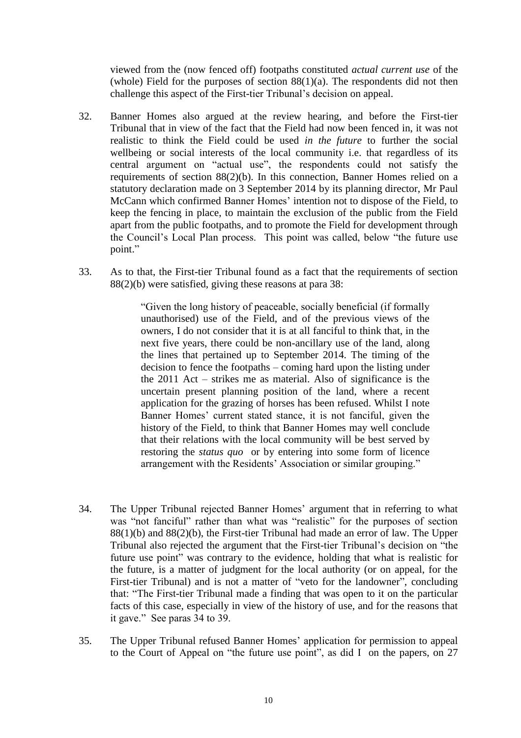viewed from the (now fenced off) footpaths constituted *actual current use* of the (whole) Field for the purposes of section 88(1)(a). The respondents did not then challenge this aspect of the First-tier Tribunal's decision on appeal.

32. Banner Homes also argued at the review hearing, and before the First-tier Tribunal that in view of the fact that the Field had now been fenced in, it was not realistic to think the Field could be used *in the future* to further the social wellbeing or social interests of the local community i.e. that regardless of its central argument on "actual use", the respondents could not satisfy the requirements of section 88(2)(b). In this connection, Banner Homes relied on a statutory declaration made on 3 September 2014 by its planning director, Mr Paul McCann which confirmed Banner Homes' intention not to dispose of the Field, to keep the fencing in place, to maintain the exclusion of the public from the Field apart from the public footpaths, and to promote the Field for development through the Council's Local Plan process. This point was called, below "the future use point."

33. As to that, the First-tier Tribunal found as a fact that the requirements of section 88(2)(b) were satisfied, giving these reasons at para 38:

> "Given the long history of peaceable, socially beneficial (if formally unauthorised) use of the Field, and of the previous views of the owners, I do not consider that it is at all fanciful to think that, in the next five years, there could be non-ancillary use of the land, along the lines that pertained up to September 2014. The timing of the decision to fence the footpaths – coming hard upon the listing under the 2011 Act – strikes me as material. Also of significance is the uncertain present planning position of the land, where a recent application for the grazing of horses has been refused. Whilst I note Banner Homes' current stated stance, it is not fanciful, given the history of the Field, to think that Banner Homes may well conclude that their relations with the local community will be best served by restoring the *status quo* or by entering into some form of licence arrangement with the Residents' Association or similar grouping."

34. The Upper Tribunal rejected Banner Homes' argument that in referring to what was "not fanciful" rather than what was "realistic" for the purposes of section 88(1)(b) and 88(2)(b), the First-tier Tribunal had made an error of law. The Upper Tribunal also rejected the argument that the First-tier Tribunal's decision on "the future use point" was contrary to the evidence, holding that what is realistic for the future, is a matter of judgment for the local authority (or on appeal, for the First-tier Tribunal) and is not a matter of "veto for the landowner", concluding that: "The First-tier Tribunal made a finding that was open to it on the particular facts of this case, especially in view of the history of use, and for the reasons that it gave." See paras 34 to 39.

35. The Upper Tribunal refused Banner Homes' application for permission to appeal to the Court of Appeal on "the future use point", as did I on the papers, on 27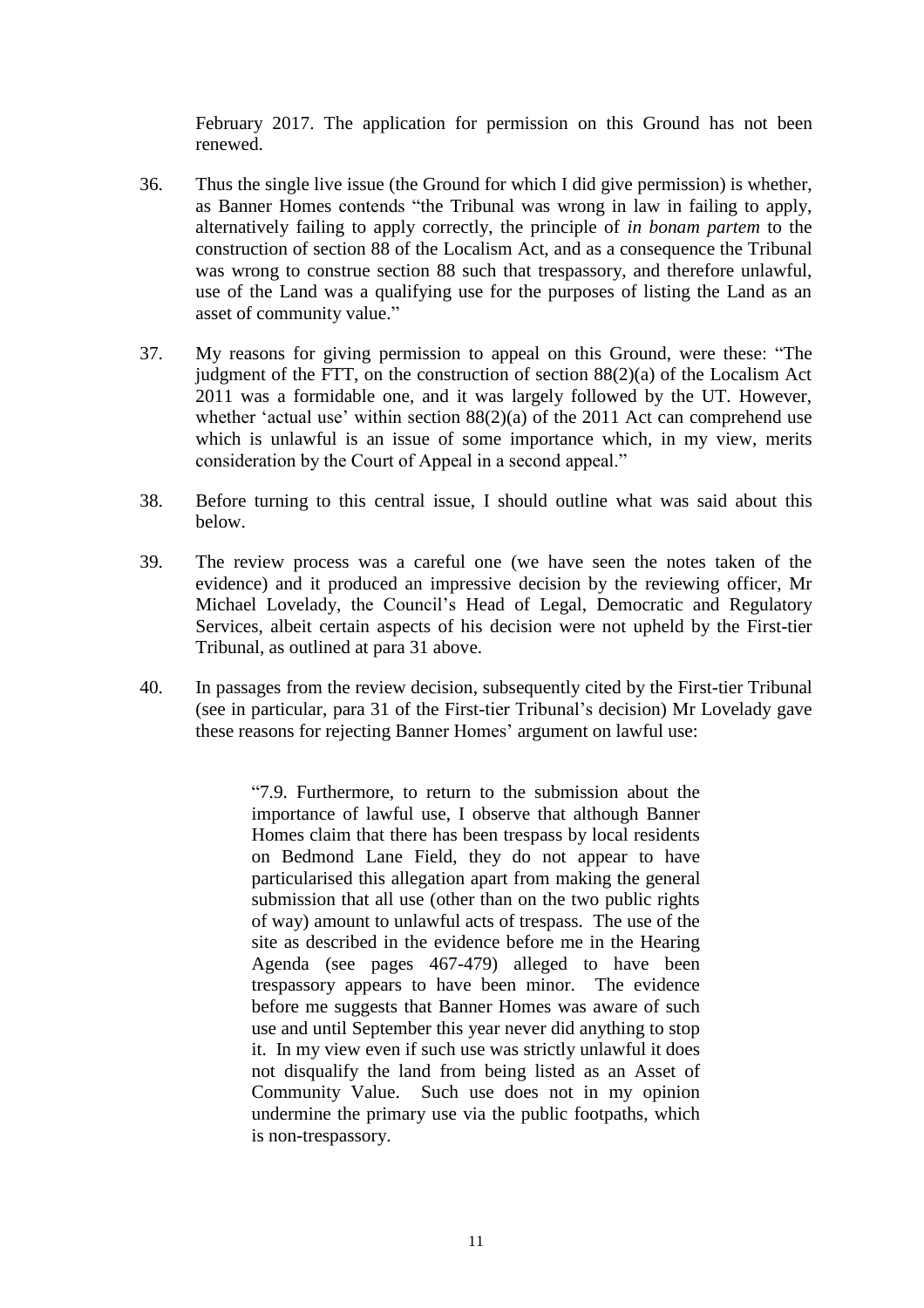February 2017. The application for permission on this Ground has not been renewed.

36. Thus the single live issue (the Ground for which I did give permission) is whether, as Banner Homes contends "the Tribunal was wrong in law in failing to apply, alternatively failing to apply correctly, the principle of *in bonam partem* to the construction of section 88 of the Localism Act, and as a consequence the Tribunal was wrong to construe section 88 such that trespassory, and therefore unlawful, use of the Land was a qualifying use for the purposes of listing the Land as an asset of community value."

37. My reasons for giving permission to appeal on this Ground, were these: "The judgment of the FTT, on the construction of section 88(2)(a) of the Localism Act 2011 was a formidable one, and it was largely followed by the UT. However, whether 'actual use' within section 88(2)(a) of the 2011 Act can comprehend use which is unlawful is an issue of some importance which, in my view, merits consideration by the Court of Appeal in a second appeal."

38. Before turning to this central issue, I should outline what was said about this below.

39. The review process was a careful one (we have seen the notes taken of the evidence) and it produced an impressive decision by the reviewing officer, Mr Michael Lovelady, the Council's Head of Legal, Democratic and Regulatory Services, albeit certain aspects of his decision were not upheld by the First-tier Tribunal, as outlined at para 31 above.

40. In passages from the review decision, subsequently cited by the First-tier Tribunal (see in particular, para 31 of the First-tier Tribunal's decision) Mr Lovelady gave these reasons for rejecting Banner Homes' argument on lawful use:

> "7.9. Furthermore, to return to the submission about the importance of lawful use, I observe that although Banner Homes claim that there has been trespass by local residents on Bedmond Lane Field, they do not appear to have particularised this allegation apart from making the general submission that all use (other than on the two public rights of way) amount to unlawful acts of trespass. The use of the site as described in the evidence before me in the Hearing Agenda (see pages 467-479) alleged to have been trespassory appears to have been minor. The evidence before me suggests that Banner Homes was aware of such use and until September this year never did anything to stop it. In my view even if such use was strictly unlawful it does not disqualify the land from being listed as an Asset of Community Value. Such use does not in my opinion undermine the primary use via the public footpaths, which is non-trespassory.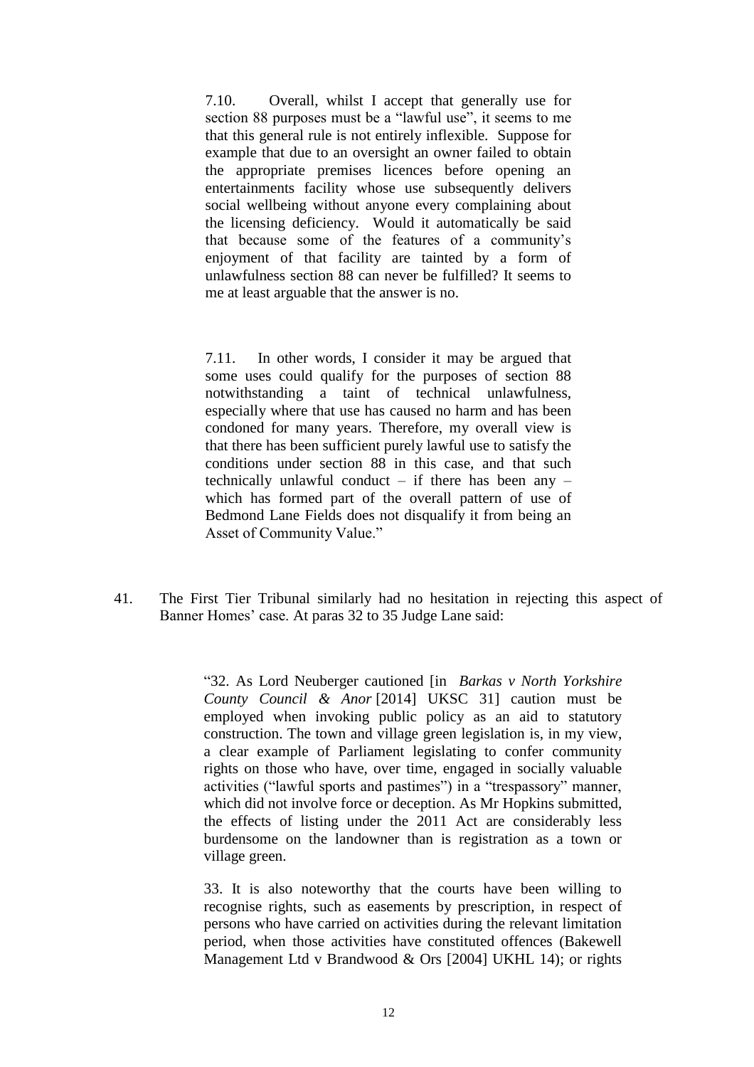> 7.10. Overall, whilst I accept that generally use for section 88 purposes must be a "lawful use", it seems to me that this general rule is not entirely inflexible. Suppose for example that due to an oversight an owner failed to obtain the appropriate premises licences before opening an entertainments facility whose use subsequently delivers social wellbeing without anyone every complaining about the licensing deficiency. Would it automatically be said that because some of the features of a community's enjoyment of that facility are tainted by a form of unlawfulness section 88 can never be fulfilled? It seems to me at least arguable that the answer is no.
>
> 7.11. In other words, I consider it may be argued that some uses could qualify for the purposes of section 88 notwithstanding a taint of technical unlawfulness, especially where that use has caused no harm and has been condoned for many years. Therefore, my overall view is that there has been sufficient purely lawful use to satisfy the conditions under section 88 in this case, and that such technically unlawful conduct – if there has been any – which has formed part of the overall pattern of use of Bedmond Lane Fields does not disqualify it from being an Asset of Community Value."

41. The First Tier Tribunal similarly had no hesitation in rejecting this aspect of Banner Homes' case. At paras 32 to 35 Judge Lane said:

> "32. As Lord Neuberger cautioned [in *Barkas v North Yorkshire County Council & Anor* [2014] UKSC 31] caution must be employed when invoking public policy as an aid to statutory construction. The town and village green legislation is, in my view, a clear example of Parliament legislating to confer community rights on those who have, over time, engaged in socially valuable activities ("lawful sports and pastimes") in a "trespassory" manner, which did not involve force or deception. As Mr Hopkins submitted, the effects of listing under the 2011 Act are considerably less burdensome on the landowner than is registration as a town or village green.
>
> 33. It is also noteworthy that the courts have been willing to recognise rights, such as easements by prescription, in respect of persons who have carried on activities during the relevant limitation period, when those activities have constituted offences (Bakewell Management Ltd v Brandwood & Ors [2004] UKHL 14); or rights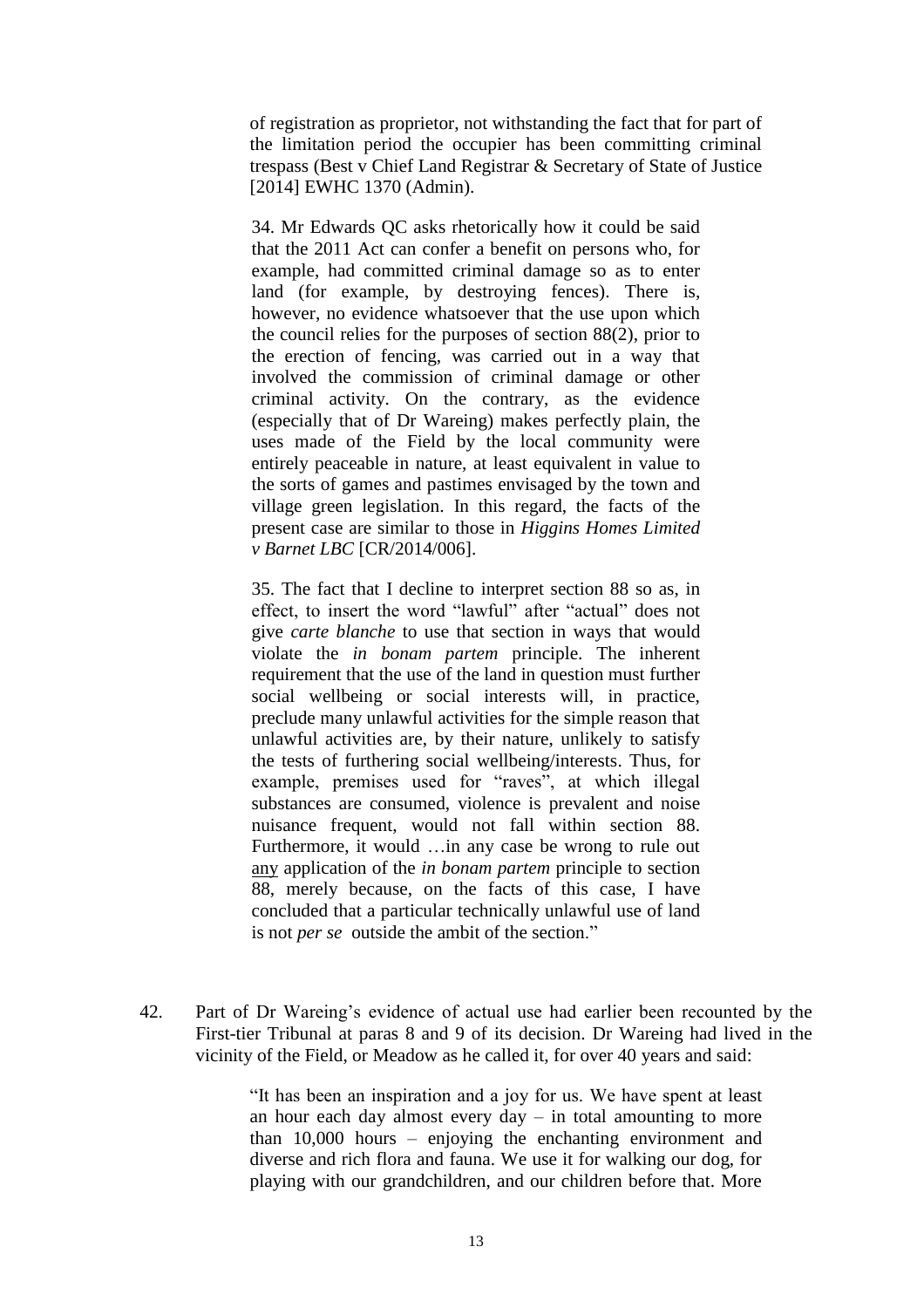> of registration as proprietor, not withstanding the fact that for part of the limitation period the occupier has been committing criminal trespass (Best v Chief Land Registrar & Secretary of State of Justice [2014] EWHC 1370 (Admin).
>
> 34. Mr Edwards QC asks rhetorically how it could be said that the 2011 Act can confer a benefit on persons who, for example, had committed criminal damage so as to enter land (for example, by destroying fences). There is, however, no evidence whatsoever that the use upon which the council relies for the purposes of section 88(2), prior to the erection of fencing, was carried out in a way that involved the commission of criminal damage or other criminal activity. On the contrary, as the evidence (especially that of Dr Wareing) makes perfectly plain, the uses made of the Field by the local community were entirely peaceable in nature, at least equivalent in value to the sorts of games and pastimes envisaged by the town and village green legislation. In this regard, the facts of the present case are similar to those in *Higgins Homes Limited v Barnet LBC* [CR/2014/006].
>
> 35. The fact that I decline to interpret section 88 so as, in effect, to insert the word "lawful" after "actual" does not give *carte blanche* to use that section in ways that would violate the *in bonam partem* principle. The inherent requirement that the use of the land in question must further social wellbeing or social interests will, in practice, preclude many unlawful activities for the simple reason that unlawful activities are, by their nature, unlikely to satisfy the tests of furthering social wellbeing/interests. Thus, for example, premises used for "raves", at which illegal substances are consumed, violence is prevalent and noise nuisance frequent, would not fall within section 88. Furthermore, it would …in any case be wrong to rule out <u>any</u> application of the *in bonam partem* principle to section 88, merely because, on the facts of this case, I have concluded that a particular technically unlawful use of land is not *per se* outside the ambit of the section."

42. Part of Dr Wareing's evidence of actual use had earlier been recounted by the First-tier Tribunal at paras 8 and 9 of its decision. Dr Wareing had lived in the vicinity of the Field, or Meadow as he called it, for over 40 years and said:

> "It has been an inspiration and a joy for us. We have spent at least an hour each day almost every day – in total amounting to more than 10,000 hours – enjoying the enchanting environment and diverse and rich flora and fauna. We use it for walking our dog, for playing with our grandchildren, and our children before that. More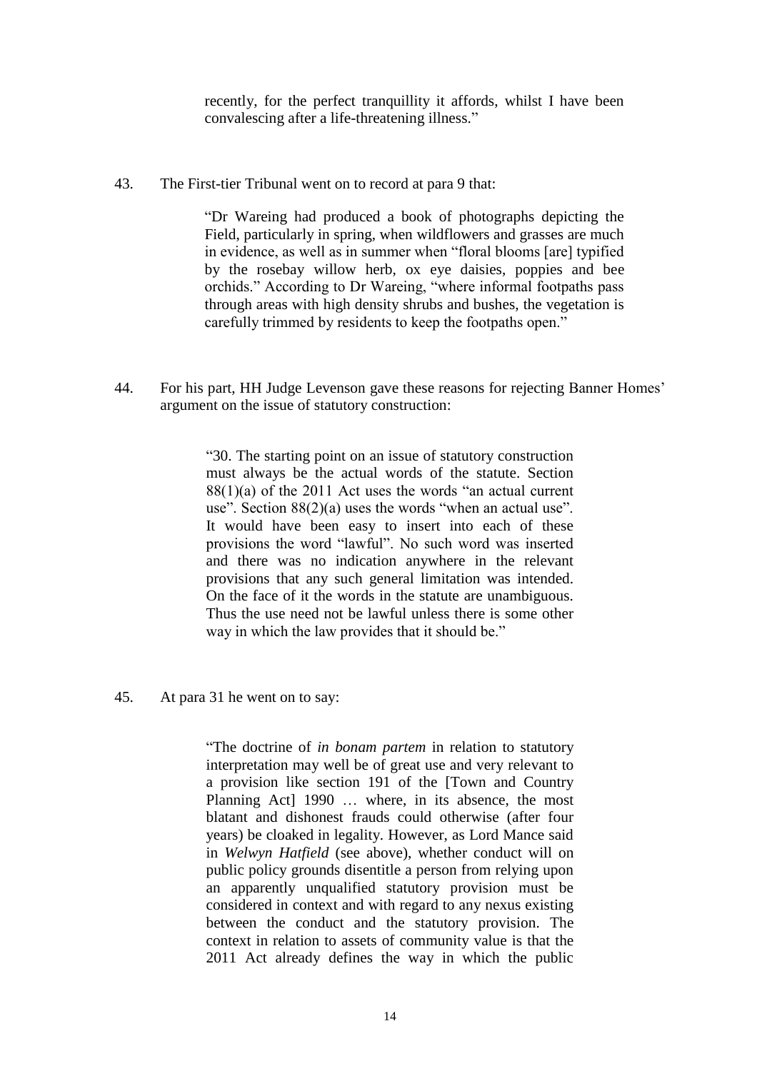> recently, for the perfect tranquillity it affords, whilst I have been convalescing after a life-threatening illness."

43. The First-tier Tribunal went on to record at para 9 that:

> "Dr Wareing had produced a book of photographs depicting the Field, particularly in spring, when wildflowers and grasses are much in evidence, as well as in summer when "floral blooms [are] typified by the rosebay willow herb, ox eye daisies, poppies and bee orchids." According to Dr Wareing, "where informal footpaths pass through areas with high density shrubs and bushes, the vegetation is carefully trimmed by residents to keep the footpaths open."

44. For his part, HH Judge Levenson gave these reasons for rejecting Banner Homes' argument on the issue of statutory construction:

> "30. The starting point on an issue of statutory construction must always be the actual words of the statute. Section 88(1)(a) of the 2011 Act uses the words "an actual current use". Section 88(2)(a) uses the words "when an actual use". It would have been easy to insert into each of these provisions the word "lawful". No such word was inserted and there was no indication anywhere in the relevant provisions that any such general limitation was intended. On the face of it the words in the statute are unambiguous. Thus the use need not be lawful unless there is some other way in which the law provides that it should be."

45. At para 31 he went on to say:

> "The doctrine of *in bonam partem* in relation to statutory interpretation may well be of great use and very relevant to a provision like section 191 of the [Town and Country Planning Act] 1990 … where, in its absence, the most blatant and dishonest frauds could otherwise (after four years) be cloaked in legality. However, as Lord Mance said in *Welwyn Hatfield* (see above), whether conduct will on public policy grounds disentitle a person from relying upon an apparently unqualified statutory provision must be considered in context and with regard to any nexus existing between the conduct and the statutory provision. The context in relation to assets of community value is that the 2011 Act already defines the way in which the public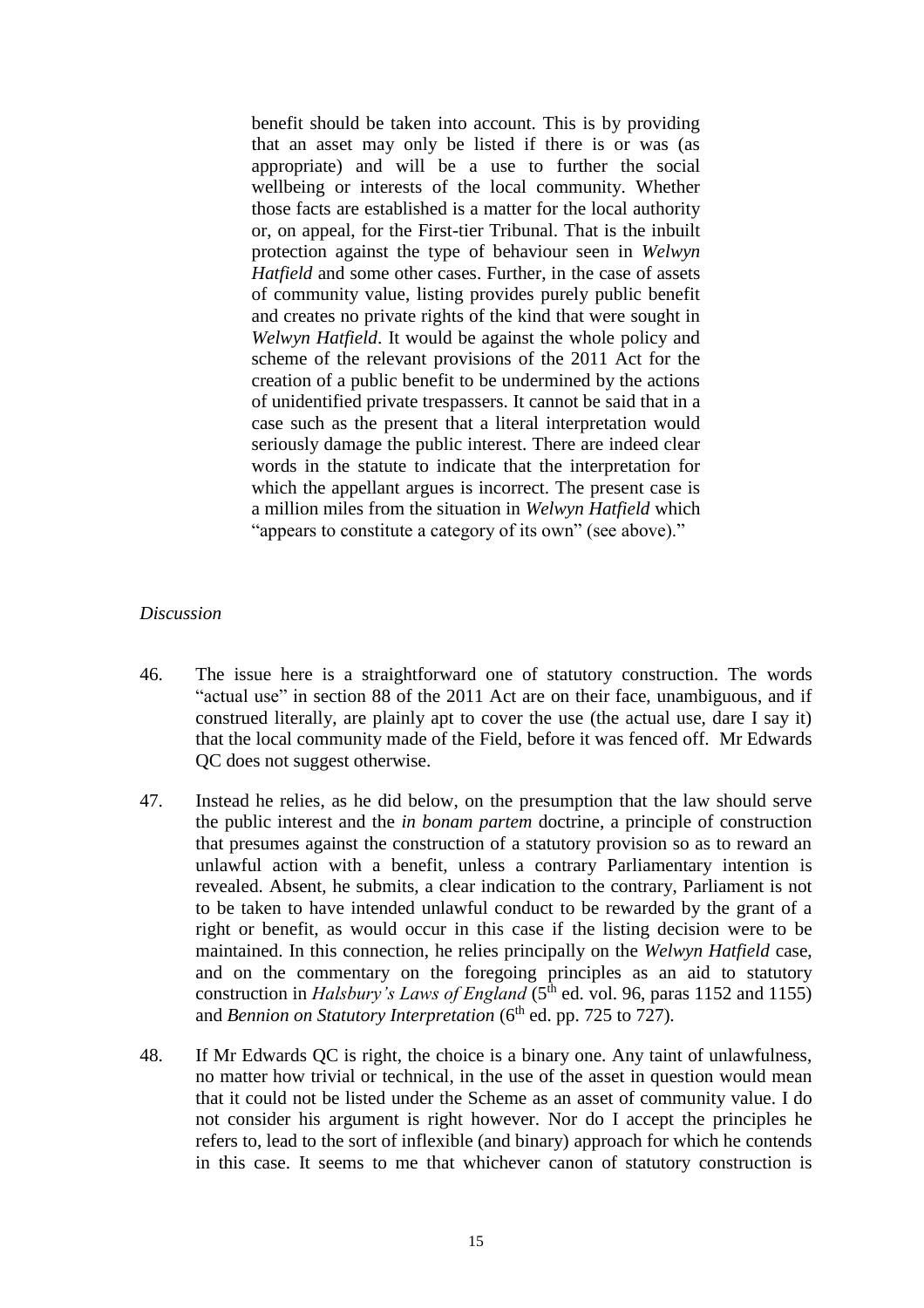> benefit should be taken into account. This is by providing that an asset may only be listed if there is or was (as appropriate) and will be a use to further the social wellbeing or interests of the local community. Whether those facts are established is a matter for the local authority or, on appeal, for the First-tier Tribunal. That is the inbuilt protection against the type of behaviour seen in *Welwyn Hatfield* and some other cases. Further, in the case of assets of community value, listing provides purely public benefit and creates no private rights of the kind that were sought in *Welwyn Hatfield*. It would be against the whole policy and scheme of the relevant provisions of the 2011 Act for the creation of a public benefit to be undermined by the actions of unidentified private trespassers. It cannot be said that in a case such as the present that a literal interpretation would seriously damage the public interest. There are indeed clear words in the statute to indicate that the interpretation for which the appellant argues is incorrect. The present case is a million miles from the situation in *Welwyn Hatfield* which "appears to constitute a category of its own" (see above)."

*Discussion*

46. The issue here is a straightforward one of statutory construction. The words "actual use" in section 88 of the 2011 Act are on their face, unambiguous, and if construed literally, are plainly apt to cover the use (the actual use, dare I say it) that the local community made of the Field, before it was fenced off. Mr Edwards QC does not suggest otherwise.

47. Instead he relies, as he did below, on the presumption that the law should serve the public interest and the *in bonam partem* doctrine, a principle of construction that presumes against the construction of a statutory provision so as to reward an unlawful action with a benefit, unless a contrary Parliamentary intention is revealed. Absent, he submits, a clear indication to the contrary, Parliament is not to be taken to have intended unlawful conduct to be rewarded by the grant of a right or benefit, as would occur in this case if the listing decision were to be maintained. In this connection, he relies principally on the *Welwyn Hatfield* case, and on the commentary on the foregoing principles as an aid to statutory construction in *Halsbury's Laws of England* (5th ed. vol. 96, paras 1152 and 1155) and *Bennion on Statutory Interpretation* (6th ed. pp. 725 to 727).

48. If Mr Edwards QC is right, the choice is a binary one. Any taint of unlawfulness, no matter how trivial or technical, in the use of the asset in question would mean that it could not be listed under the Scheme as an asset of community value. I do not consider his argument is right however. Nor do I accept the principles he refers to, lead to the sort of inflexible (and binary) approach for which he contends in this case. It seems to me that whichever canon of statutory construction is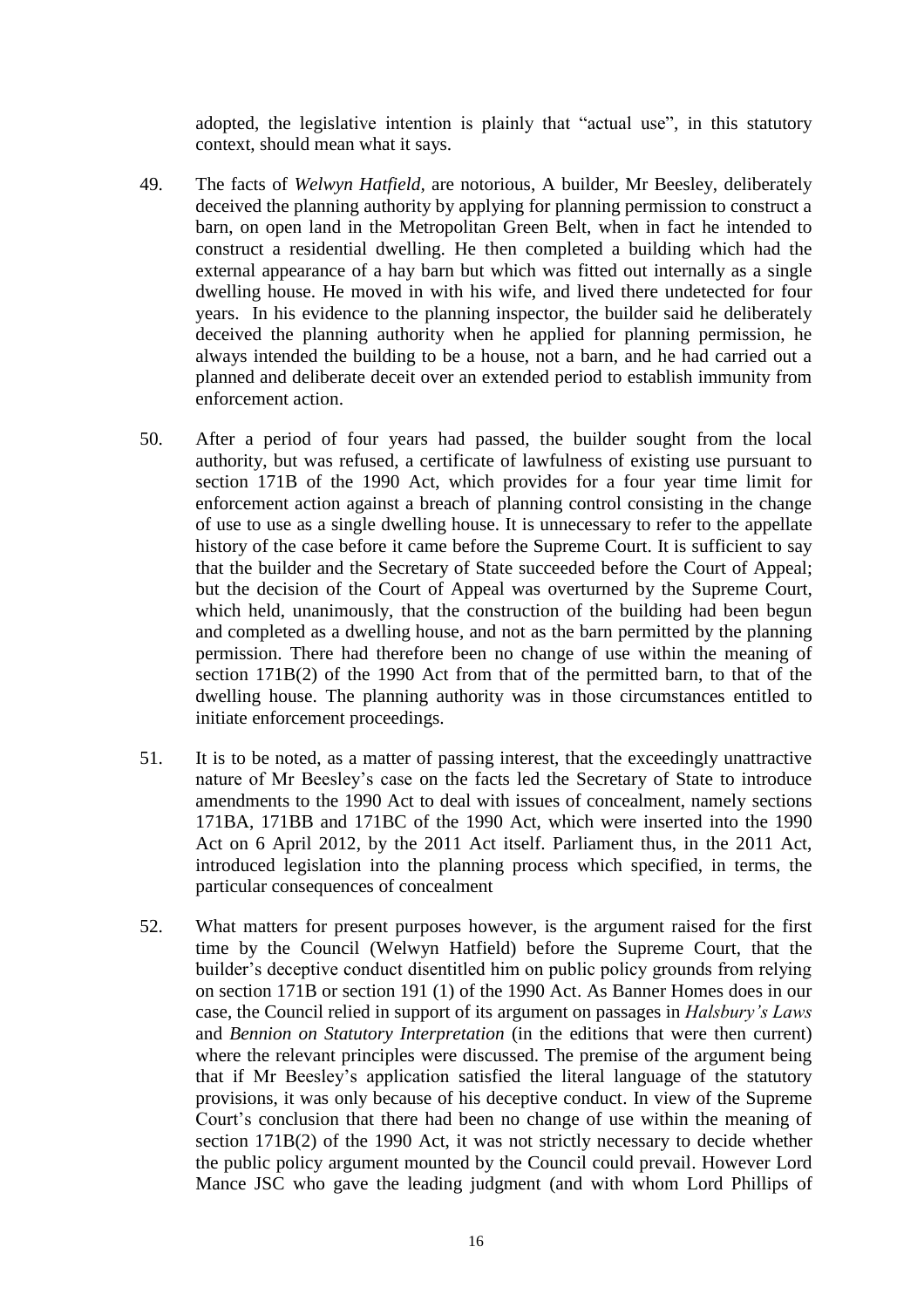adopted, the legislative intention is plainly that "actual use", in this statutory context, should mean what it says.

49. The facts of *Welwyn Hatfield,* are notorious, A builder, Mr Beesley, deliberately deceived the planning authority by applying for planning permission to construct a barn, on open land in the Metropolitan Green Belt, when in fact he intended to construct a residential dwelling. He then completed a building which had the external appearance of a hay barn but which was fitted out internally as a single dwelling house. He moved in with his wife, and lived there undetected for four years. In his evidence to the planning inspector, the builder said he deliberately deceived the planning authority when he applied for planning permission, he always intended the building to be a house, not a barn, and he had carried out a planned and deliberate deceit over an extended period to establish immunity from enforcement action.

50. After a period of four years had passed, the builder sought from the local authority, but was refused, a certificate of lawfulness of existing use pursuant to section 171B of the 1990 Act, which provides for a four year time limit for enforcement action against a breach of planning control consisting in the change of use to use as a single dwelling house. It is unnecessary to refer to the appellate history of the case before it came before the Supreme Court. It is sufficient to say that the builder and the Secretary of State succeeded before the Court of Appeal; but the decision of the Court of Appeal was overturned by the Supreme Court, which held, unanimously, that the construction of the building had been begun and completed as a dwelling house, and not as the barn permitted by the planning permission. There had therefore been no change of use within the meaning of section 171B(2) of the 1990 Act from that of the permitted barn, to that of the dwelling house. The planning authority was in those circumstances entitled to initiate enforcement proceedings.

51. It is to be noted, as a matter of passing interest, that the exceedingly unattractive nature of Mr Beesley's case on the facts led the Secretary of State to introduce amendments to the 1990 Act to deal with issues of concealment, namely sections 171BA, 171BB and 171BC of the 1990 Act, which were inserted into the 1990 Act on 6 April 2012, by the 2011 Act itself. Parliament thus, in the 2011 Act, introduced legislation into the planning process which specified, in terms, the particular consequences of concealment

52. What matters for present purposes however, is the argument raised for the first time by the Council (Welwyn Hatfield) before the Supreme Court, that the builder's deceptive conduct disentitled him on public policy grounds from relying on section 171B or section 191 (1) of the 1990 Act. As Banner Homes does in our case, the Council relied in support of its argument on passages in *Halsbury's Laws* and *Bennion on Statutory Interpretation* (in the editions that were then current) where the relevant principles were discussed. The premise of the argument being that if Mr Beesley's application satisfied the literal language of the statutory provisions, it was only because of his deceptive conduct. In view of the Supreme Court's conclusion that there had been no change of use within the meaning of section 171B(2) of the 1990 Act, it was not strictly necessary to decide whether the public policy argument mounted by the Council could prevail. However Lord Mance JSC who gave the leading judgment (and with whom Lord Phillips of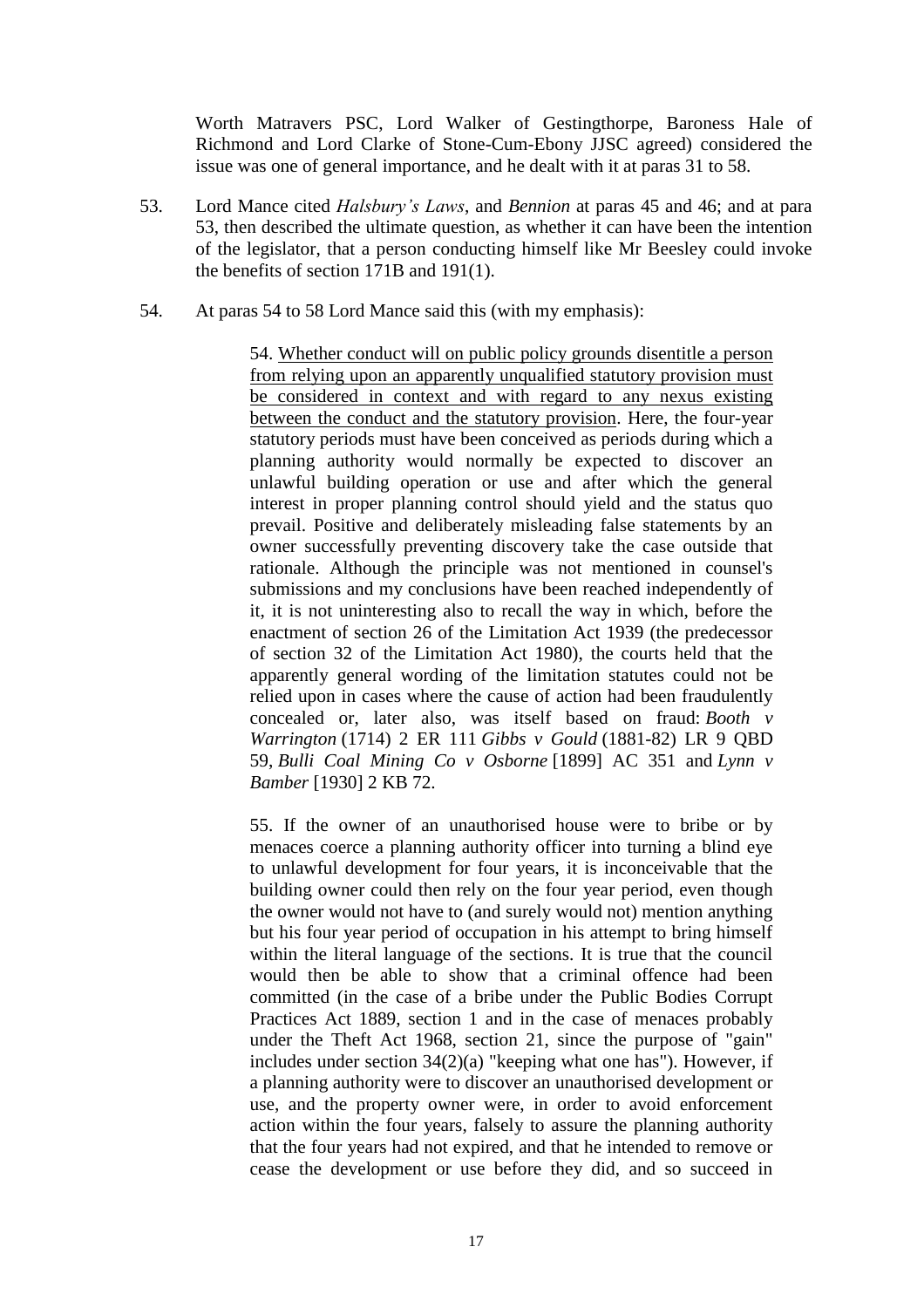Worth Matravers PSC, Lord Walker of Gestingthorpe, Baroness Hale of Richmond and Lord Clarke of Stone-Cum-Ebony JJSC agreed) considered the issue was one of general importance, and he dealt with it at paras 31 to 58.

53. Lord Mance cited *Halsbury's Laws*, and *Bennion* at paras 45 and 46; and at para 53, then described the ultimate question, as whether it can have been the intention of the legislator, that a person conducting himself like Mr Beesley could invoke the benefits of section 171B and 191(1).

54. At paras 54 to 58 Lord Mance said this (with my emphasis):

> 54. <u>Whether conduct will on public policy grounds disentitle a person from relying upon an apparently unqualified statutory provision must be considered in context and with regard to any nexus existing between the conduct and the statutory provision</u>. Here, the four-year statutory periods must have been conceived as periods during which a planning authority would normally be expected to discover an unlawful building operation or use and after which the general interest in proper planning control should yield and the status quo prevail. Positive and deliberately misleading false statements by an owner successfully preventing discovery take the case outside that rationale. Although the principle was not mentioned in counsel's submissions and my conclusions have been reached independently of it, it is not uninteresting also to recall the way in which, before the enactment of section 26 of the Limitation Act 1939 (the predecessor of section 32 of the Limitation Act 1980), the courts held that the apparently general wording of the limitation statutes could not be relied upon in cases where the cause of action had been fraudulently concealed or, later also, was itself based on fraud: *Booth v Warrington* (1714) 2 ER 111 *Gibbs v Gould* (1881-82) LR 9 QBD 59, *Bulli Coal Mining Co v Osborne* [1899] AC 351 and *Lynn v Bamber* [1930] 2 KB 72.
>
> 55. If the owner of an unauthorised house were to bribe or by menaces coerce a planning authority officer into turning a blind eye to unlawful development for four years, it is inconceivable that the building owner could then rely on the four year period, even though the owner would not have to (and surely would not) mention anything but his four year period of occupation in his attempt to bring himself within the literal language of the sections. It is true that the council would then be able to show that a criminal offence had been committed (in the case of a bribe under the Public Bodies Corrupt Practices Act 1889, section 1 and in the case of menaces probably under the Theft Act 1968, section 21, since the purpose of "gain" includes under section 34(2)(a) "keeping what one has"). However, if a planning authority were to discover an unauthorised development or use, and the property owner were, in order to avoid enforcement action within the four years, falsely to assure the planning authority that the four years had not expired, and that he intended to remove or cease the development or use before they did, and so succeed in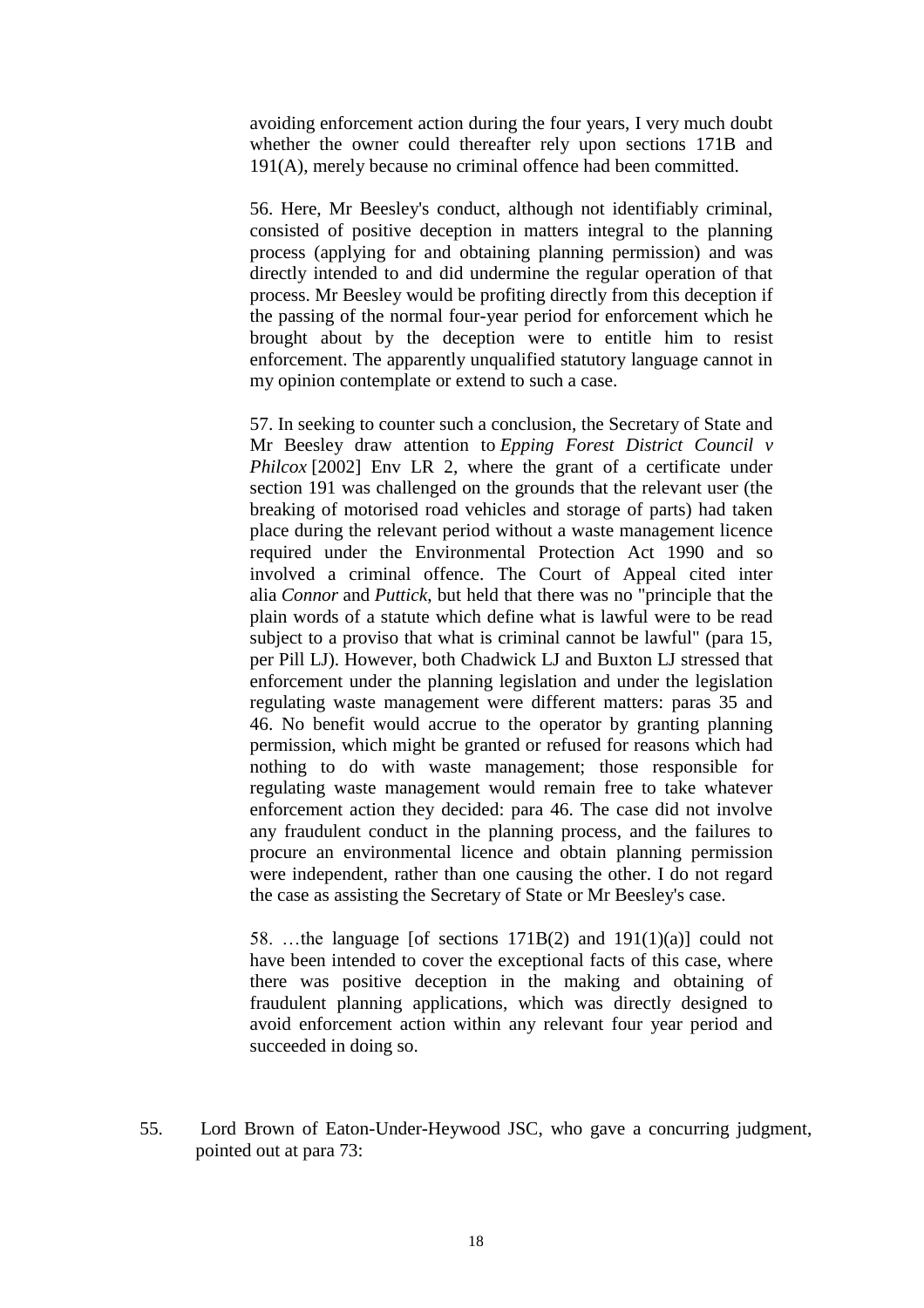> avoiding enforcement action during the four years, I very much doubt whether the owner could thereafter rely upon sections 171B and 191(A), merely because no criminal offence had been committed.
>
> 56. Here, Mr Beesley's conduct, although not identifiably criminal, consisted of positive deception in matters integral to the planning process (applying for and obtaining planning permission) and was directly intended to and did undermine the regular operation of that process. Mr Beesley would be profiting directly from this deception if the passing of the normal four-year period for enforcement which he brought about by the deception were to entitle him to resist enforcement. The apparently unqualified statutory language cannot in my opinion contemplate or extend to such a case.
>
> 57. In seeking to counter such a conclusion, the Secretary of State and Mr Beesley draw attention to *Epping Forest District Council v Philcox* [2002] Env LR 2, where the grant of a certificate under section 191 was challenged on the grounds that the relevant user (the breaking of motorised road vehicles and storage of parts) had taken place during the relevant period without a waste management licence required under the Environmental Protection Act 1990 and so involved a criminal offence. The Court of Appeal cited inter alia *Connor* and *Puttick*, but held that there was no "principle that the plain words of a statute which define what is lawful were to be read subject to a proviso that what is criminal cannot be lawful" (para 15, per Pill LJ). However, both Chadwick LJ and Buxton LJ stressed that enforcement under the planning legislation and under the legislation regulating waste management were different matters: paras 35 and 46. No benefit would accrue to the operator by granting planning permission, which might be granted or refused for reasons which had nothing to do with waste management; those responsible for regulating waste management would remain free to take whatever enforcement action they decided: para 46. The case did not involve any fraudulent conduct in the planning process, and the failures to procure an environmental licence and obtain planning permission were independent, rather than one causing the other. I do not regard the case as assisting the Secretary of State or Mr Beesley's case.
>
> 58. …the language [of sections 171B(2) and 191(1)(a)] could not have been intended to cover the exceptional facts of this case, where there was positive deception in the making and obtaining of fraudulent planning applications, which was directly designed to avoid enforcement action within any relevant four year period and succeeded in doing so.

55. Lord Brown of Eaton-Under-Heywood JSC, who gave a concurring judgment, pointed out at para 73: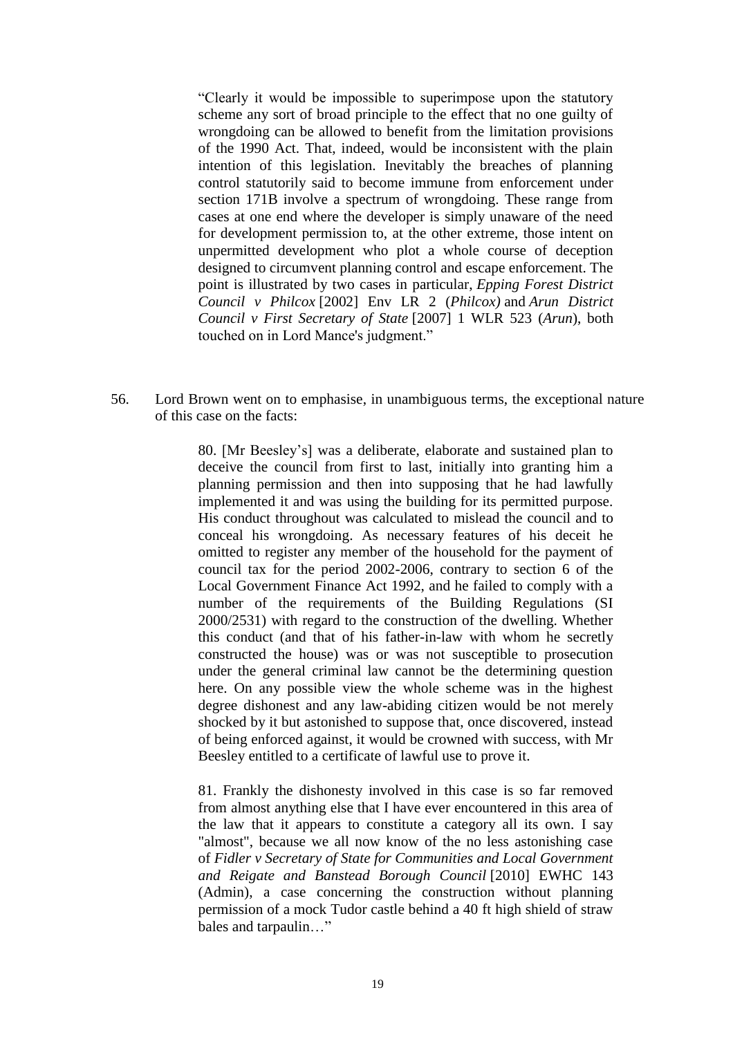> "Clearly it would be impossible to superimpose upon the statutory scheme any sort of broad principle to the effect that no one guilty of wrongdoing can be allowed to benefit from the limitation provisions of the 1990 Act. That, indeed, would be inconsistent with the plain intention of this legislation. Inevitably the breaches of planning control statutorily said to become immune from enforcement under section 171B involve a spectrum of wrongdoing. These range from cases at one end where the developer is simply unaware of the need for development permission to, at the other extreme, those intent on unpermitted development who plot a whole course of deception designed to circumvent planning control and escape enforcement. The point is illustrated by two cases in particular, *Epping Forest District Council v Philcox* [2002] Env LR 2 (*Philcox)* and *Arun District Council v First Secretary of State* [2007] 1 WLR 523 (*Arun*), both touched on in Lord Mance's judgment."

56. Lord Brown went on to emphasise, in unambiguous terms, the exceptional nature of this case on the facts:

> 80. [Mr Beesley's] was a deliberate, elaborate and sustained plan to deceive the council from first to last, initially into granting him a planning permission and then into supposing that he had lawfully implemented it and was using the building for its permitted purpose. His conduct throughout was calculated to mislead the council and to conceal his wrongdoing. As necessary features of his deceit he omitted to register any member of the household for the payment of council tax for the period 2002-2006, contrary to section 6 of the Local Government Finance Act 1992, and he failed to comply with a number of the requirements of the Building Regulations (SI 2000/2531) with regard to the construction of the dwelling. Whether this conduct (and that of his father-in-law with whom he secretly constructed the house) was or was not susceptible to prosecution under the general criminal law cannot be the determining question here. On any possible view the whole scheme was in the highest degree dishonest and any law-abiding citizen would be not merely shocked by it but astonished to suppose that, once discovered, instead of being enforced against, it would be crowned with success, with Mr Beesley entitled to a certificate of lawful use to prove it.
>
> 81. Frankly the dishonesty involved in this case is so far removed from almost anything else that I have ever encountered in this area of the law that it appears to constitute a category all its own. I say "almost", because we all now know of the no less astonishing case of *Fidler v Secretary of State for Communities and Local Government and Reigate and Banstead Borough Council* [2010] EWHC 143 (Admin), a case concerning the construction without planning permission of a mock Tudor castle behind a 40 ft high shield of straw bales and tarpaulin…"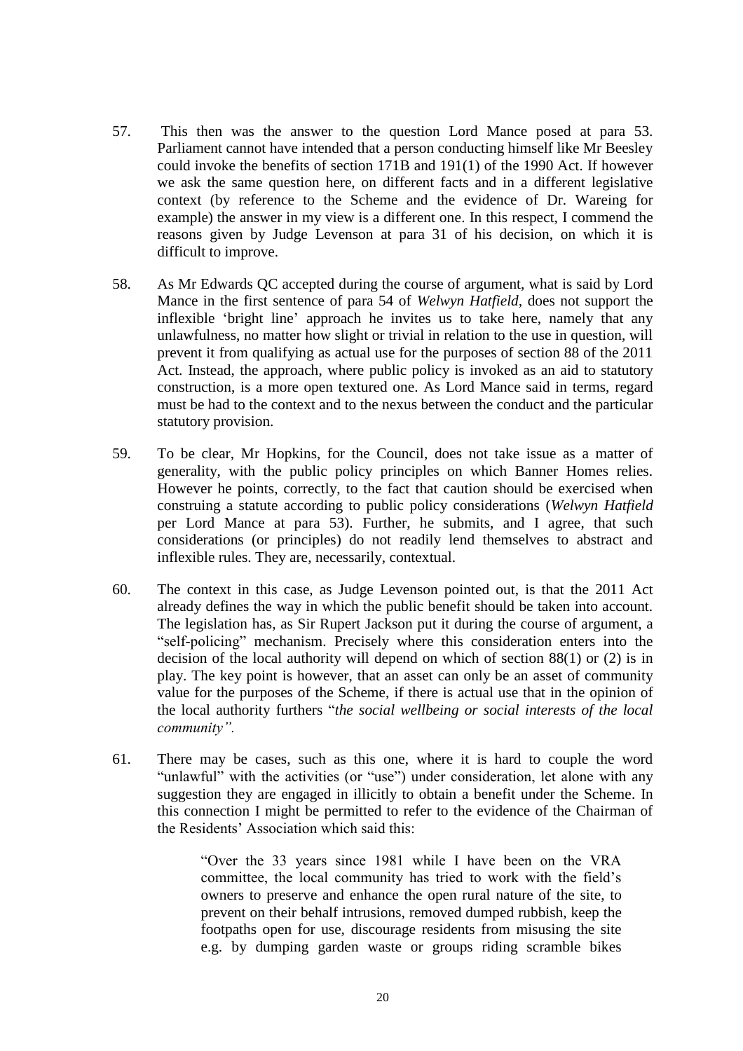57. This then was the answer to the question Lord Mance posed at para 53. Parliament cannot have intended that a person conducting himself like Mr Beesley could invoke the benefits of section 171B and 191(1) of the 1990 Act. If however we ask the same question here, on different facts and in a different legislative context (by reference to the Scheme and the evidence of Dr. Wareing for example) the answer in my view is a different one. In this respect, I commend the reasons given by Judge Levenson at para 31 of his decision, on which it is difficult to improve.

58. As Mr Edwards QC accepted during the course of argument, what is said by Lord Mance in the first sentence of para 54 of *Welwyn Hatfield*, does not support the inflexible 'bright line' approach he invites us to take here, namely that any unlawfulness, no matter how slight or trivial in relation to the use in question, will prevent it from qualifying as actual use for the purposes of section 88 of the 2011 Act. Instead, the approach, where public policy is invoked as an aid to statutory construction, is a more open textured one. As Lord Mance said in terms, regard must be had to the context and to the nexus between the conduct and the particular statutory provision.

59. To be clear, Mr Hopkins, for the Council, does not take issue as a matter of generality, with the public policy principles on which Banner Homes relies. However he points, correctly, to the fact that caution should be exercised when construing a statute according to public policy considerations (*Welwyn Hatfield* per Lord Mance at para 53). Further, he submits, and I agree, that such considerations (or principles) do not readily lend themselves to abstract and inflexible rules. They are, necessarily, contextual.

60. The context in this case, as Judge Levenson pointed out, is that the 2011 Act already defines the way in which the public benefit should be taken into account. The legislation has, as Sir Rupert Jackson put it during the course of argument, a "self-policing" mechanism. Precisely where this consideration enters into the decision of the local authority will depend on which of section 88(1) or (2) is in play. The key point is however, that an asset can only be an asset of community value for the purposes of the Scheme, if there is actual use that in the opinion of the local authority furthers "*the social wellbeing or social interests of the local community".*

61. There may be cases, such as this one, where it is hard to couple the word "unlawful" with the activities (or "use") under consideration, let alone with any suggestion they are engaged in illicitly to obtain a benefit under the Scheme. In this connection I might be permitted to refer to the evidence of the Chairman of the Residents' Association which said this:

> "Over the 33 years since 1981 while I have been on the VRA committee, the local community has tried to work with the field's owners to preserve and enhance the open rural nature of the site, to prevent on their behalf intrusions, removed dumped rubbish, keep the footpaths open for use, discourage residents from misusing the site e.g. by dumping garden waste or groups riding scramble bikes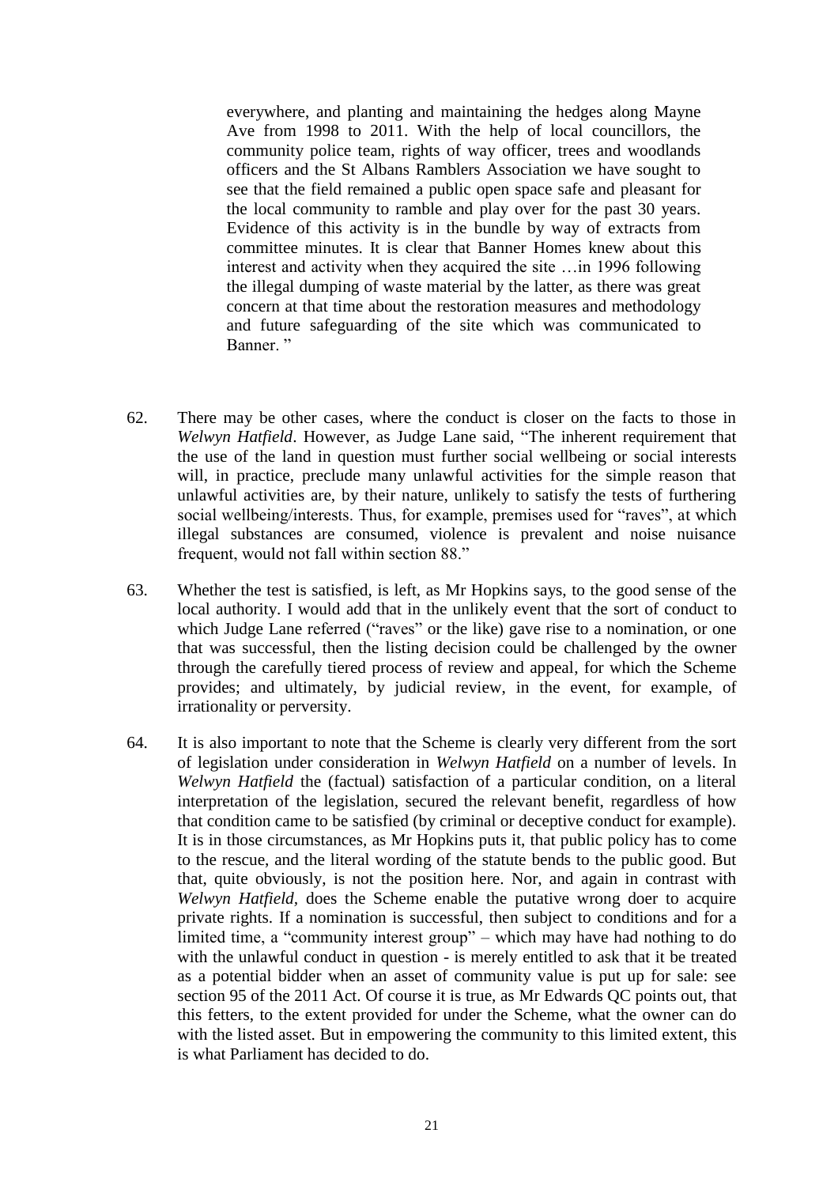> everywhere, and planting and maintaining the hedges along Mayne Ave from 1998 to 2011. With the help of local councillors, the community police team, rights of way officer, trees and woodlands officers and the St Albans Ramblers Association we have sought to see that the field remained a public open space safe and pleasant for the local community to ramble and play over for the past 30 years. Evidence of this activity is in the bundle by way of extracts from committee minutes. It is clear that Banner Homes knew about this interest and activity when they acquired the site …in 1996 following the illegal dumping of waste material by the latter, as there was great concern at that time about the restoration measures and methodology and future safeguarding of the site which was communicated to Banner. "

62. There may be other cases, where the conduct is closer on the facts to those in *Welwyn Hatfield*. However, as Judge Lane said, "The inherent requirement that the use of the land in question must further social wellbeing or social interests will, in practice, preclude many unlawful activities for the simple reason that unlawful activities are, by their nature, unlikely to satisfy the tests of furthering social wellbeing/interests. Thus, for example, premises used for "raves", at which illegal substances are consumed, violence is prevalent and noise nuisance frequent, would not fall within section 88."

63. Whether the test is satisfied, is left, as Mr Hopkins says, to the good sense of the local authority. I would add that in the unlikely event that the sort of conduct to which Judge Lane referred ("raves" or the like) gave rise to a nomination, or one that was successful, then the listing decision could be challenged by the owner through the carefully tiered process of review and appeal, for which the Scheme provides; and ultimately, by judicial review, in the event, for example, of irrationality or perversity.

64. It is also important to note that the Scheme is clearly very different from the sort of legislation under consideration in *Welwyn Hatfield* on a number of levels. In *Welwyn Hatfield* the (factual) satisfaction of a particular condition, on a literal interpretation of the legislation, secured the relevant benefit, regardless of how that condition came to be satisfied (by criminal or deceptive conduct for example). It is in those circumstances, as Mr Hopkins puts it, that public policy has to come to the rescue, and the literal wording of the statute bends to the public good. But that, quite obviously, is not the position here. Nor, and again in contrast with *Welwyn Hatfield*, does the Scheme enable the putative wrong doer to acquire private rights. If a nomination is successful, then subject to conditions and for a limited time, a "community interest group" – which may have had nothing to do with the unlawful conduct in question - is merely entitled to ask that it be treated as a potential bidder when an asset of community value is put up for sale: see section 95 of the 2011 Act. Of course it is true, as Mr Edwards QC points out, that this fetters, to the extent provided for under the Scheme, what the owner can do with the listed asset. But in empowering the community to this limited extent, this is what Parliament has decided to do.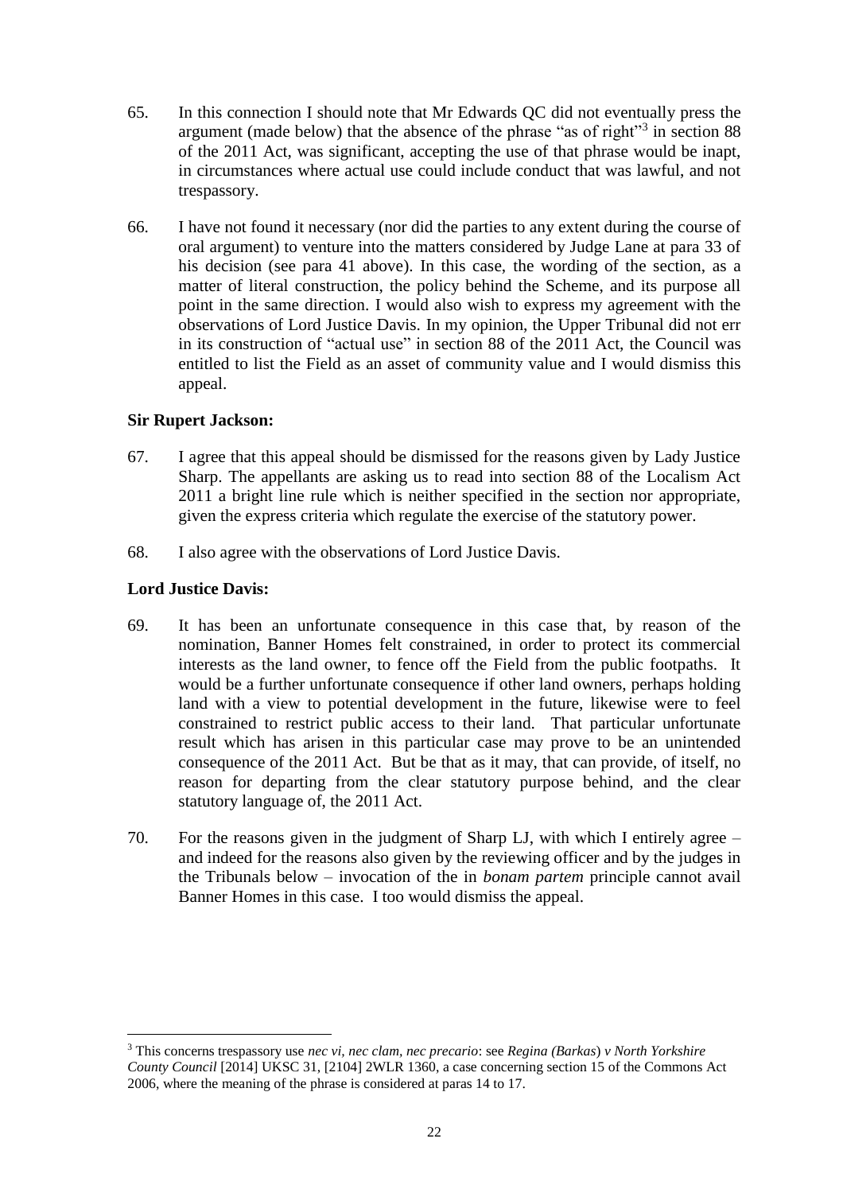65. In this connection I should note that Mr Edwards QC did not eventually press the argument (made below) that the absence of the phrase "as of right"[3] in section 88 of the 2011 Act, was significant, accepting the use of that phrase would be inapt, in circumstances where actual use could include conduct that was lawful, and not trespassory.

66. I have not found it necessary (nor did the parties to any extent during the course of oral argument) to venture into the matters considered by Judge Lane at para 33 of his decision (see para 41 above). In this case, the wording of the section, as a matter of literal construction, the policy behind the Scheme, and its purpose all point in the same direction. I would also wish to express my agreement with the observations of Lord Justice Davis. In my opinion, the Upper Tribunal did not err in its construction of "actual use" in section 88 of the 2011 Act, the Council was entitled to list the Field as an asset of community value and I would dismiss this appeal.

**Sir Rupert Jackson:**

67. I agree that this appeal should be dismissed for the reasons given by Lady Justice Sharp. The appellants are asking us to read into section 88 of the Localism Act 2011 a bright line rule which is neither specified in the section nor appropriate, given the express criteria which regulate the exercise of the statutory power.

68. I also agree with the observations of Lord Justice Davis.

**Lord Justice Davis:**

69. It has been an unfortunate consequence in this case that, by reason of the nomination, Banner Homes felt constrained, in order to protect its commercial interests as the land owner, to fence off the Field from the public footpaths. It would be a further unfortunate consequence if other land owners, perhaps holding land with a view to potential development in the future, likewise were to feel constrained to restrict public access to their land. That particular unfortunate result which has arisen in this particular case may prove to be an unintended consequence of the 2011 Act. But be that as it may, that can provide, of itself, no reason for departing from the clear statutory purpose behind, and the clear statutory language of, the 2011 Act.

70. For the reasons given in the judgment of Sharp LJ, with which I entirely agree – and indeed for the reasons also given by the reviewing officer and by the judges in the Tribunals below – invocation of the in *bonam partem* principle cannot avail Banner Homes in this case. I too would dismiss the appeal.

---

[3] This concerns trespassory use *nec vi, nec clam, nec precario*: see *Regina (Barkas) v North Yorkshire County Council* [2014] UKSC 31, [2104] 2WLR 1360, a case concerning section 15 of the Commons Act 2006, where the meaning of the phrase is considered at paras 14 to 17.